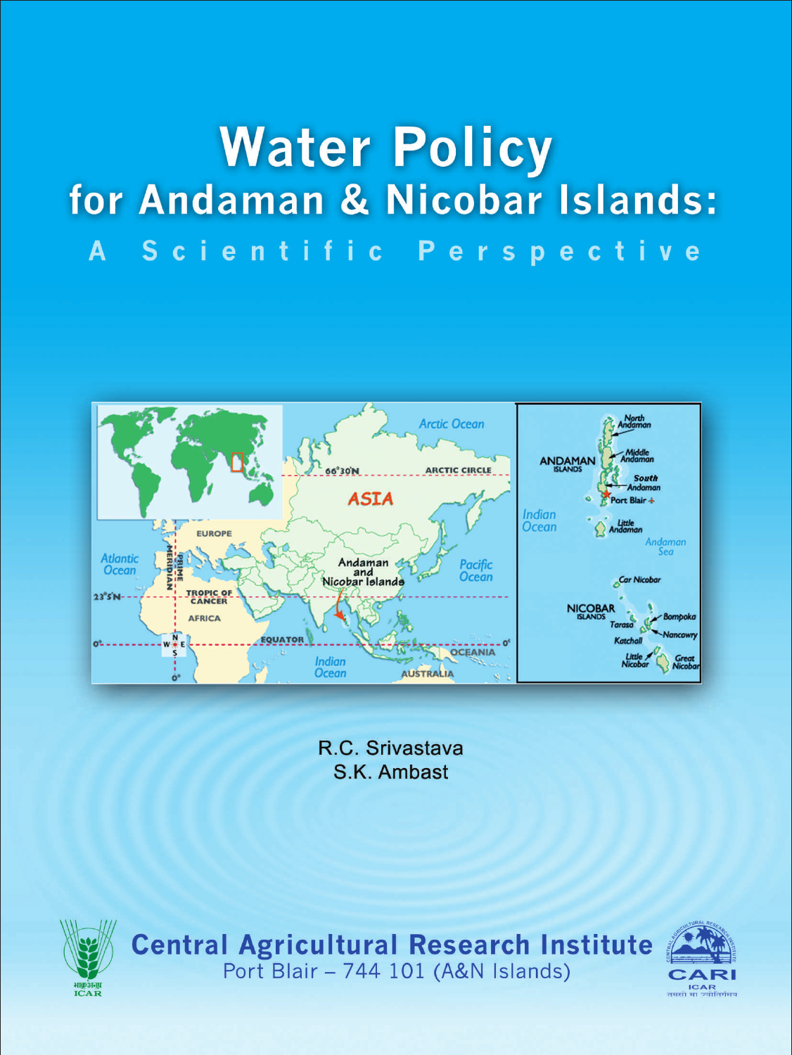# Water Policy for Andaman & Nicobar Islands:

## A Scientific Perspective

R.C. Srivastava
S.K. Ambast

**Central Agricultural Research Institute**
Port Blair – 744 101 (A&N Islands)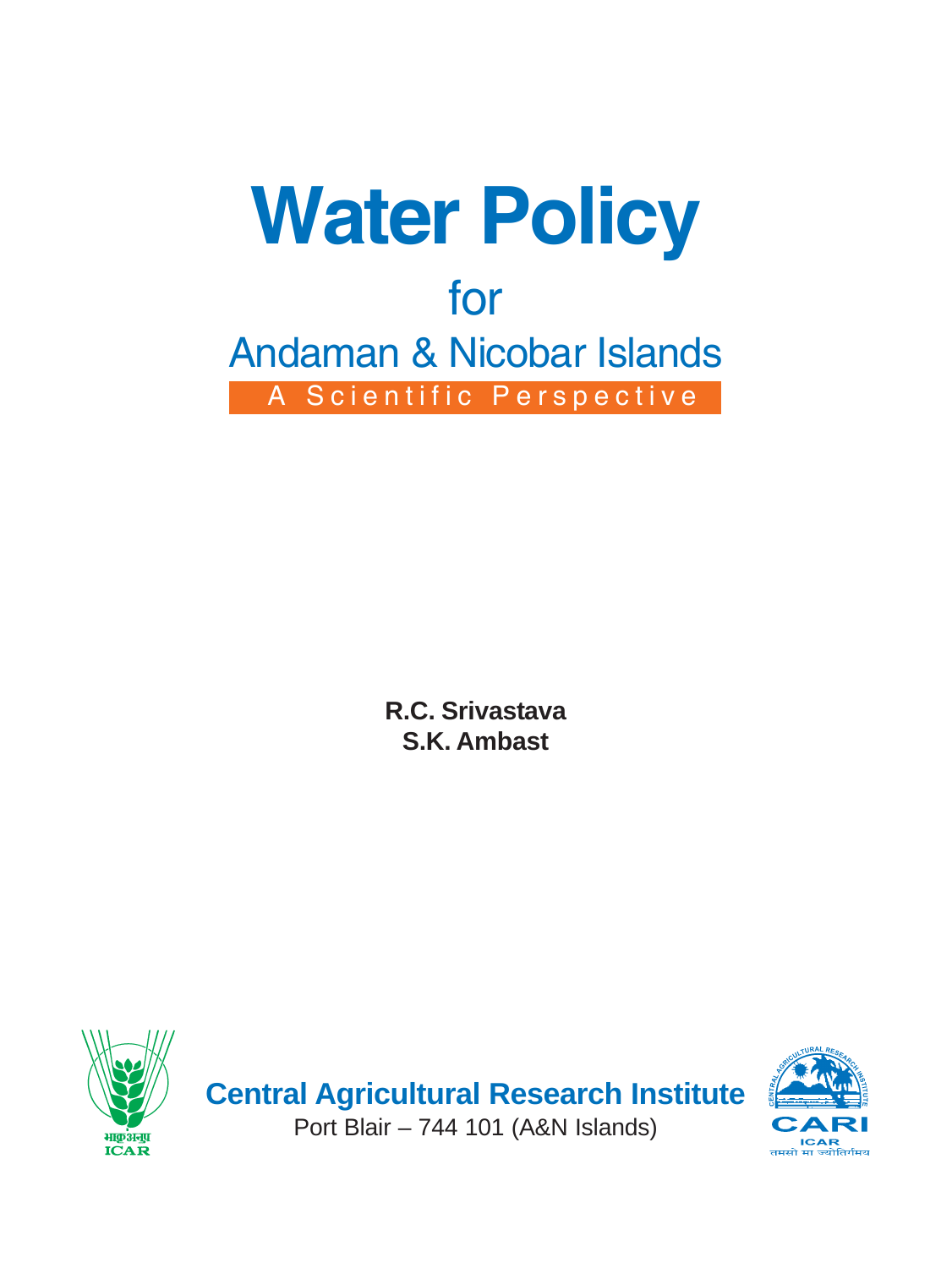# Water Policy

## for

## Andaman & Nicobar Islands

A Scientific Perspective

**R.C. Srivastava**
**S.K. Ambast**

**Central Agricultural Research Institute**
Port Blair – 744 101 (A&N Islands)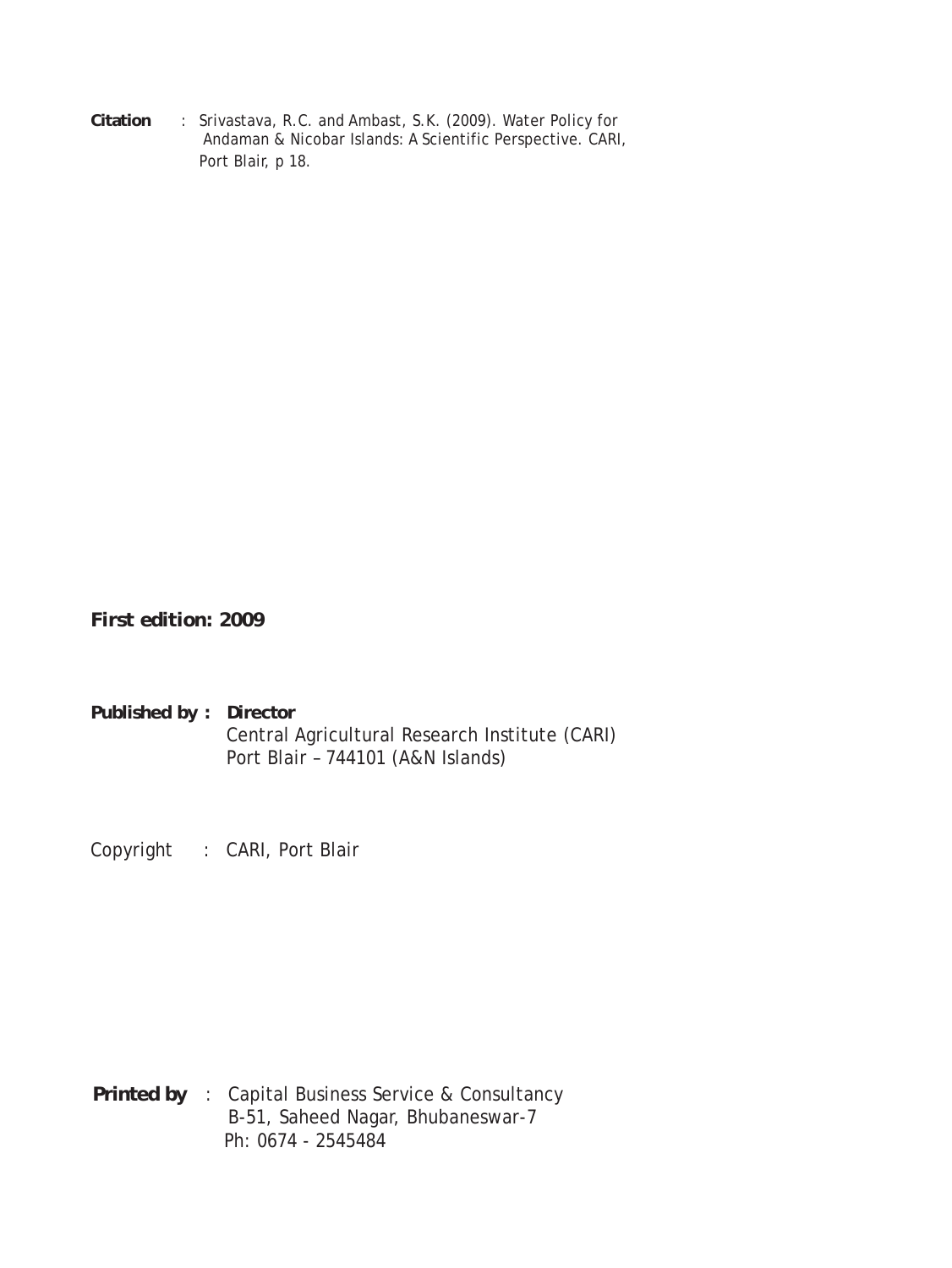**Citation** : Srivastava, R.C. and Ambast, S.K. (2009). Water Policy for Andaman & Nicobar Islands: A Scientific Perspective. CARI, Port Blair, p 18.

***First edition: 2009***

**Published by : Director**
Central Agricultural Research Institute (CARI)
Port Blair – 744101 (A&N Islands)

Copyright : CARI, Port Blair

**Printed by** : Capital Business Service & Consultancy
B-51, Saheed Nagar, Bhubaneswar-7
Ph: 0674 - 2545484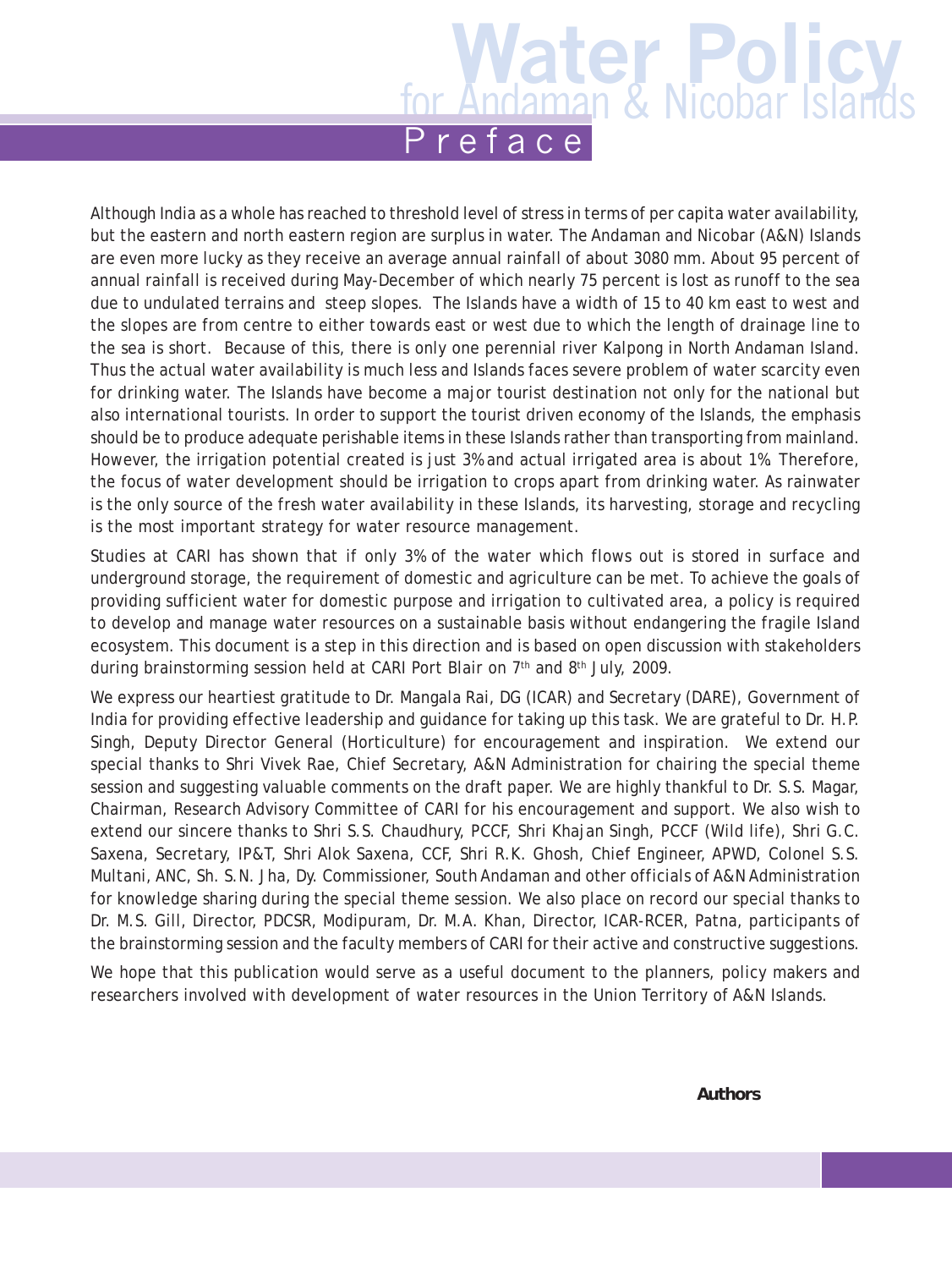# Preface

Although India as a whole has reached to threshold level of stress in terms of per capita water availability, but the eastern and north eastern region are surplus in water. The Andaman and Nicobar (A&N) Islands are even more lucky as they receive an average annual rainfall of about 3080 mm. About 95 percent of annual rainfall is received during May-December of which nearly 75 percent is lost as runoff to the sea due to undulated terrains and steep slopes. The Islands have a width of 15 to 40 km east to west and the slopes are from centre to either towards east or west due to which the length of drainage line to the sea is short. Because of this, there is only one perennial river Kalpong in North Andaman Island. Thus the actual water availability is much less and Islands faces severe problem of water scarcity even for drinking water. The Islands have become a major tourist destination not only for the national but also international tourists. In order to support the tourist driven economy of the Islands, the emphasis should be to produce adequate perishable items in these Islands rather than transporting from mainland. However, the irrigation potential created is just 3% and actual irrigated area is about 1%. Therefore, the focus of water development should be irrigation to crops apart from drinking water. As rainwater is the only source of the fresh water availability in these Islands, its harvesting, storage and recycling is the most important strategy for water resource management.

Studies at CARI has shown that if only 3% of the water which flows out is stored in surface and underground storage, the requirement of domestic and agriculture can be met. To achieve the goals of providing sufficient water for domestic purpose and irrigation to cultivated area, a policy is required to develop and manage water resources on a sustainable basis without endangering the fragile Island ecosystem. This document is a step in this direction and is based on open discussion with stakeholders during brainstorming session held at CARI Port Blair on 7th and 8th July, 2009.

We express our heartiest gratitude to Dr. Mangala Rai, DG (ICAR) and Secretary (DARE), Government of India for providing effective leadership and guidance for taking up this task. We are grateful to Dr. H.P. Singh, Deputy Director General (Horticulture) for encouragement and inspiration. We extend our special thanks to Shri Vivek Rae, Chief Secretary, A&N Administration for chairing the special theme session and suggesting valuable comments on the draft paper. We are highly thankful to Dr. S.S. Magar, Chairman, Research Advisory Committee of CARI for his encouragement and support. We also wish to extend our sincere thanks to Shri S.S. Chaudhury, PCCF, Shri Khajan Singh, PCCF (Wild life), Shri G.C. Saxena, Secretary, IP&T, Shri Alok Saxena, CCF, Shri R.K. Ghosh, Chief Engineer, APWD, Colonel S.S. Multani, ANC, Sh. S.N. Jha, Dy. Commissioner, South Andaman and other officials of A&N Administration for knowledge sharing during the special theme session. We also place on record our special thanks to Dr. M.S. Gill, Director, PDCSR, Modipuram, Dr. M.A. Khan, Director, ICAR-RCER, Patna, participants of the brainstorming session and the faculty members of CARI for their active and constructive suggestions.

We hope that this publication would serve as a useful document to the planners, policy makers and researchers involved with development of water resources in the Union Territory of A&N Islands.

**Authors**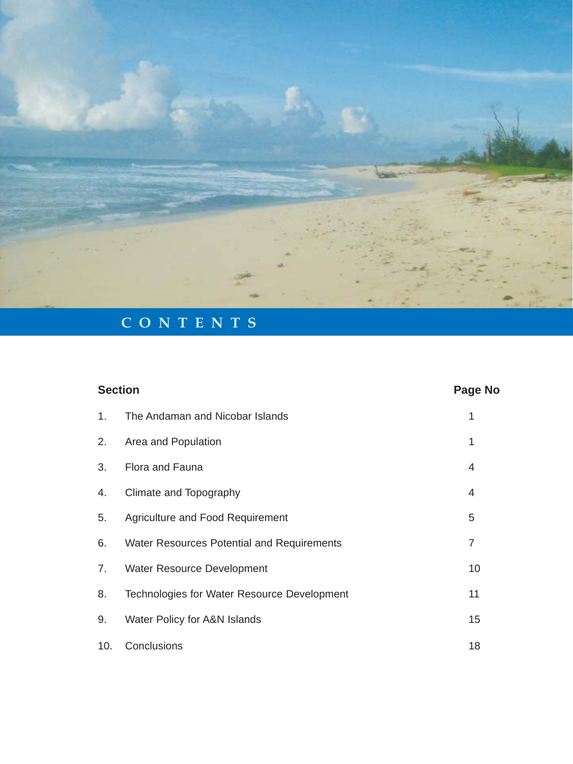# CONTENTS

| Section | | Page No |
|---|---|---|
| 1. | The Andaman and Nicobar Islands | 1 |
| 2. | Area and Population | 1 |
| 3. | Flora and Fauna | 4 |
| 4. | Climate and Topography | 4 |
| 5. | Agriculture and Food Requirement | 5 |
| 6. | Water Resources Potential and Requirements | 7 |
| 7. | Water Resource Development | 10 |
| 8. | Technologies for Water Resource Development | 11 |
| 9. | Water Policy for A&N Islands | 15 |
| 10. | Conclusions | 18 |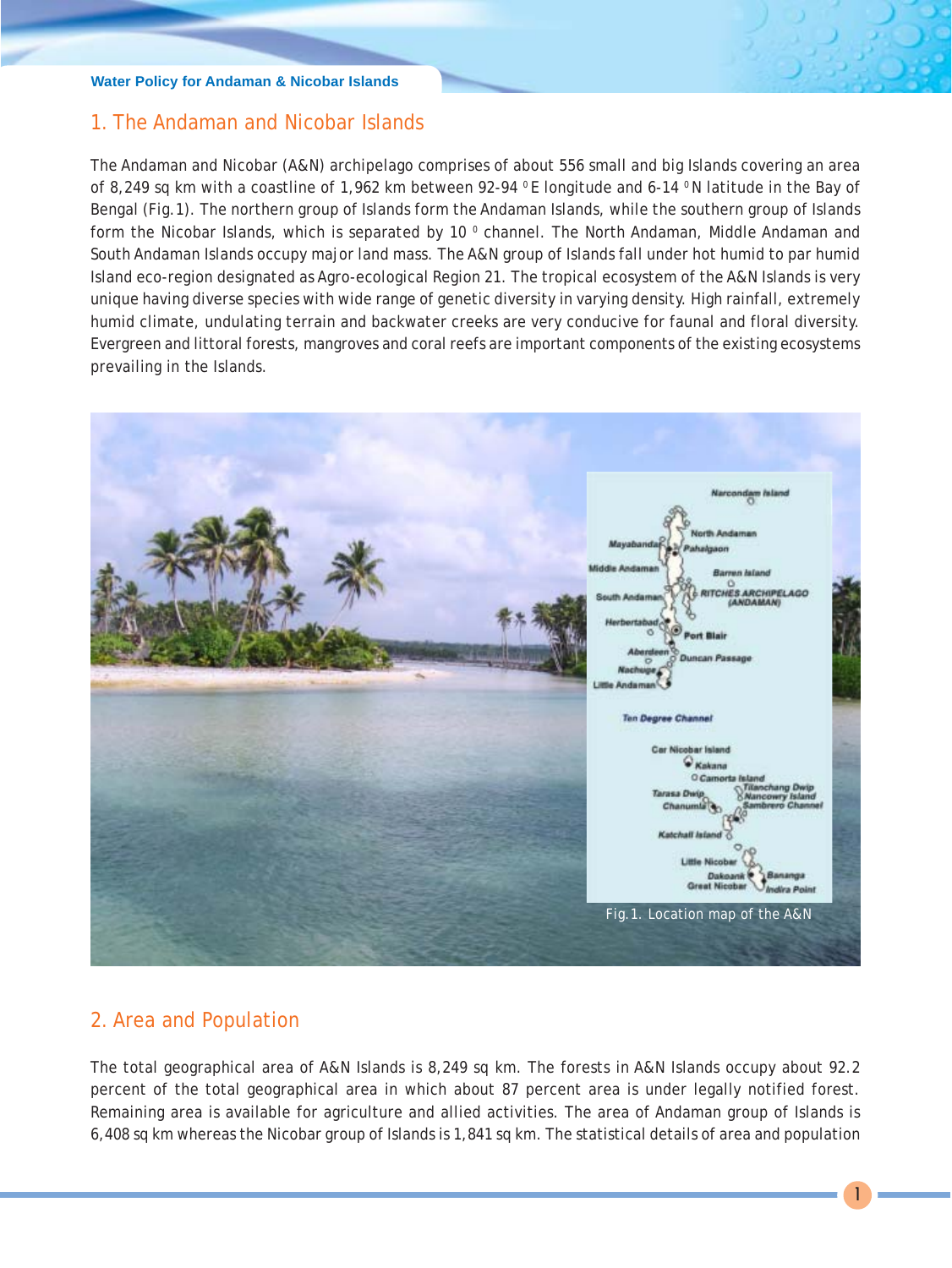## 1. The Andaman and Nicobar Islands

The Andaman and Nicobar (A&N) archipelago comprises of about 556 small and big Islands covering an area of 8,249 sq km with a coastline of 1,962 km between 92-94 $^{0}$E longitude and 6-14 $^{0}$N latitude in the Bay of Bengal (Fig.1). The northern group of Islands form the Andaman Islands, while the southern group of Islands form the Nicobar Islands, which is separated by 10 $^{0}$ channel. The North Andaman, Middle Andaman and South Andaman Islands occupy major land mass. The A&N group of Islands fall under hot humid to par humid Island eco-region designated as Agro-ecological Region 21. The tropical ecosystem of the A&N Islands is very unique having diverse species with wide range of genetic diversity in varying density. High rainfall, extremely humid climate, undulating terrain and backwater creeks are very conducive for faunal and floral diversity. Evergreen and littoral forests, mangroves and coral reefs are important components of the existing ecosystems prevailing in the Islands.

Fig.1. Location map of the A&N

## 2. Area and Population

The total geographical area of A&N Islands is 8,249 sq km. The forests in A&N Islands occupy about 92.2 percent of the total geographical area in which about 87 percent area is under legally notified forest. Remaining area is available for agriculture and allied activities. The area of Andaman group of Islands is 6,408 sq km whereas the Nicobar group of Islands is 1,841 sq km. The statistical details of area and population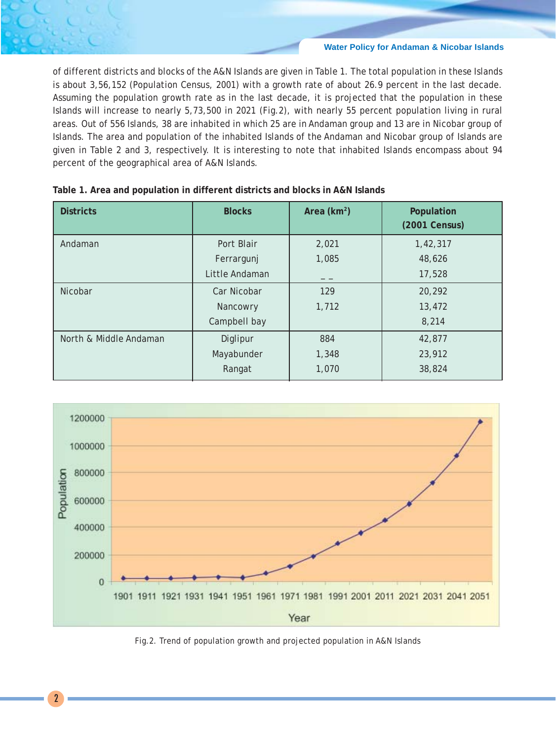of different districts and blocks of the A&N Islands are given in Table 1. The total population in these Islands is about 3,56,152 (Population Census, 2001) with a growth rate of about 26.9 percent in the last decade. Assuming the population growth rate as in the last decade, it is projected that the population in these Islands will increase to nearly 5,73,500 in 2021 (Fig.2), with nearly 55 percent population living in rural areas. Out of 556 Islands, 38 are inhabited in which 25 are in Andaman group and 13 are in Nicobar group of Islands. The area and population of the inhabited Islands of the Andaman and Nicobar group of Islands are given in Table 2 and 3, respectively. It is interesting to note that inhabited Islands encompass about 94 percent of the geographical area of A&N Islands.

**Table 1. Area and population in different districts and blocks in A&N Islands**

| Districts | Blocks | Area (km$^2$) | Population (2001 Census) |
|---|---|---|---|
| Andaman | Port Blair | 2,021 | 1,42,317 |
| | Ferrargunj | 1,085 | 48,626 |
| | Little Andaman | _ _ | 17,528 |
| Nicobar | Car Nicobar | 129 | 20,292 |
| | Nancowry | 1,712 | 13,472 |
| | Campbell bay | | 8,214 |
| North & Middle Andaman | Diglipur | 884 | 42,877 |
| | Mayabunder | 1,348 | 23,912 |
| | Rangat | 1,070 | 38,824 |

Fig.2. Trend of population growth and projected population in A&N Islands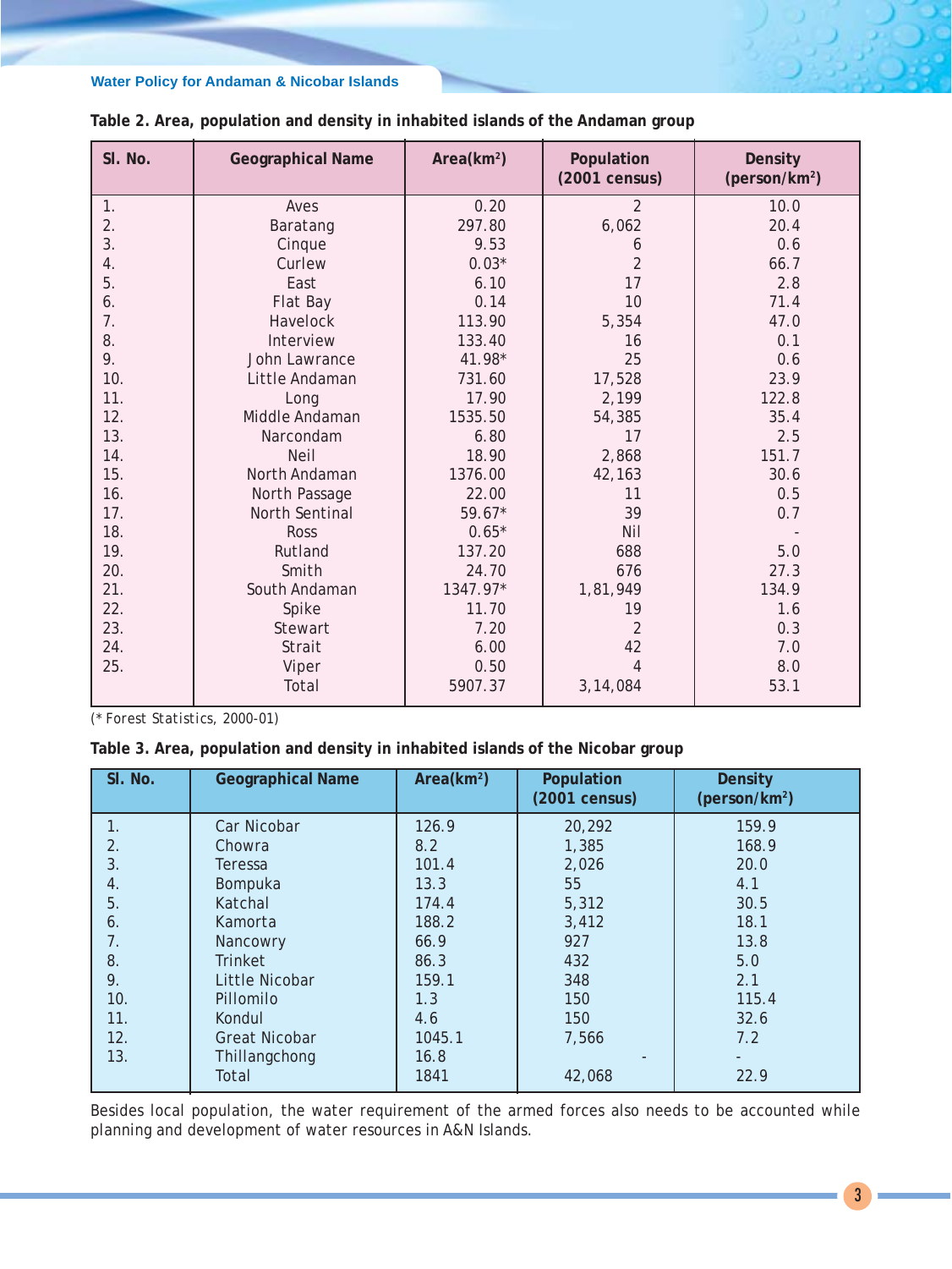Table 2. Area, population and density in inhabited islands of the Andaman group

| Sl. No. | Geographical Name | Area($km^2$) | Population (2001 census) | Density (person/$km^2$) |
|---|---|---|---|---|
| 1. | Aves | 0.20 | 2 | 10.0 |
| 2. | Baratang | 297.80 | 6,062 | 20.4 |
| 3. | Cinque | 9.53 | 6 | 0.6 |
| 4. | Curlew | 0.03* | 2 | 66.7 |
| 5. | East | 6.10 | 17 | 2.8 |
| 6. | Flat Bay | 0.14 | 10 | 71.4 |
| 7. | Havelock | 113.90 | 5,354 | 47.0 |
| 8. | Interview | 133.40 | 16 | 0.1 |
| 9. | John Lawrance | 41.98* | 25 | 0.6 |
| 10. | Little Andaman | 731.60 | 17,528 | 23.9 |
| 11. | Long | 17.90 | 2,199 | 122.8 |
| 12. | Middle Andaman | 1535.50 | 54,385 | 35.4 |
| 13. | Narcondam | 6.80 | 17 | 2.5 |
| 14. | Neil | 18.90 | 2,868 | 151.7 |
| 15. | North Andaman | 1376.00 | 42,163 | 30.6 |
| 16. | North Passage | 22.00 | 11 | 0.5 |
| 17. | North Sentinal | 59.67* | 39 | 0.7 |
| 18. | Ross | 0.65* | Nil | - |
| 19. | Rutland | 137.20 | 688 | 5.0 |
| 20. | Smith | 24.70 | 676 | 27.3 |
| 21. | South Andaman | 1347.97* | 1,81,949 | 134.9 |
| 22. | Spike | 11.70 | 19 | 1.6 |
| 23. | Stewart | 7.20 | 2 | 0.3 |
| 24. | Strait | 6.00 | 42 | 7.0 |
| 25. | Viper | 0.50 | 4 | 8.0 |
| | Total | 5907.37 | 3,14,084 | 53.1 |

(* Forest Statistics, 2000-01)

Table 3. Area, population and density in inhabited islands of the Nicobar group

| Sl. No. | Geographical Name | Area($km^2$) | Population (2001 census) | Density (person/$km^2$) |
|---|---|---|---|---|
| 1. | Car Nicobar | 126.9 | 20,292 | 159.9 |
| 2. | Chowra | 8.2 | 1,385 | 168.9 |
| 3. | Teressa | 101.4 | 2,026 | 20.0 |
| 4. | Bompuka | 13.3 | 55 | 4.1 |
| 5. | Katchal | 174.4 | 5,312 | 30.5 |
| 6. | Kamorta | 188.2 | 3,412 | 18.1 |
| 7. | Nancowry | 66.9 | 927 | 13.8 |
| 8. | Trinket | 86.3 | 432 | 5.0 |
| 9. | Little Nicobar | 159.1 | 348 | 2.1 |
| 10. | Pillomilo | 1.3 | 150 | 115.4 |
| 11. | Kondul | 4.6 | 150 | 32.6 |
| 12. | Great Nicobar | 1045.1 | 7,566 | 7.2 |
| 13. | Thillangchong | 16.8 | - | - |
| | Total | 1841 | 42,068 | 22.9 |

Besides local population, the water requirement of the armed forces also needs to be accounted while planning and development of water resources in A&N Islands.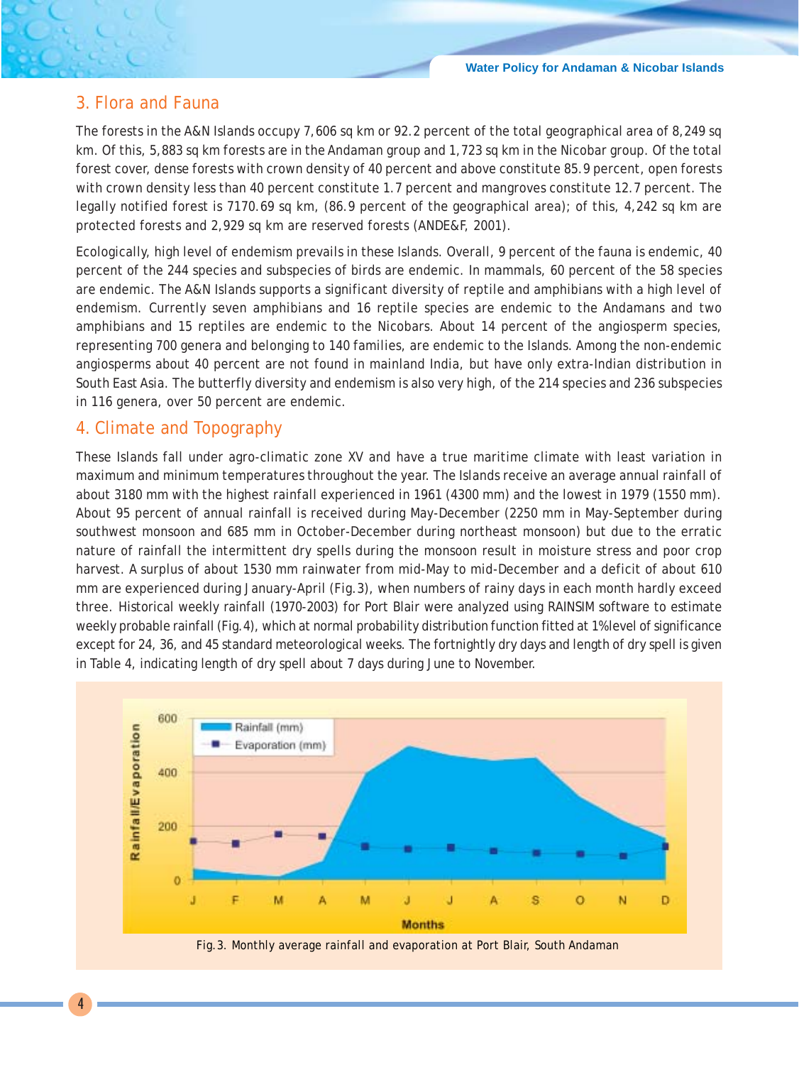## 3. Flora and Fauna

The forests in the A&N Islands occupy 7,606 sq km or 92.2 percent of the total geographical area of 8,249 sq km. Of this, 5,883 sq km forests are in the Andaman group and 1,723 sq km in the Nicobar group. Of the total forest cover, dense forests with crown density of 40 percent and above constitute 85.9 percent, open forests with crown density less than 40 percent constitute 1.7 percent and mangroves constitute 12.7 percent. The legally notified forest is 7170.69 sq km, (86.9 percent of the geographical area); of this, 4,242 sq km are protected forests and 2,929 sq km are reserved forests (ANDE&F, 2001).

Ecologically, high level of endemism prevails in these Islands. Overall, 9 percent of the fauna is endemic, 40 percent of the 244 species and subspecies of birds are endemic. In mammals, 60 percent of the 58 species are endemic. The A&N Islands supports a significant diversity of reptile and amphibians with a high level of endemism. Currently seven amphibians and 16 reptile species are endemic to the Andamans and two amphibians and 15 reptiles are endemic to the Nicobars. About 14 percent of the angiosperm species, representing 700 genera and belonging to 140 families, are endemic to the Islands. Among the non-endemic angiosperms about 40 percent are not found in mainland India, but have only extra-Indian distribution in South East Asia. The butterfly diversity and endemism is also very high, of the 214 species and 236 subspecies in 116 genera, over 50 percent are endemic.

## 4. Climate and Topography

These Islands fall under agro-climatic zone XV and have a true maritime climate with least variation in maximum and minimum temperatures throughout the year. The Islands receive an average annual rainfall of about 3180 mm with the highest rainfall experienced in 1961 (4300 mm) and the lowest in 1979 (1550 mm). About 95 percent of annual rainfall is received during May-December (2250 mm in May-September during southwest monsoon and 685 mm in October-December during northeast monsoon) but due to the erratic nature of rainfall the intermittent dry spells during the monsoon result in moisture stress and poor crop harvest. A surplus of about 1530 mm rainwater from mid-May to mid-December and a deficit of about 610 mm are experienced during January-April (Fig.3), when numbers of rainy days in each month hardly exceed three. Historical weekly rainfall (1970-2003) for Port Blair were analyzed using RAINSIM software to estimate weekly probable rainfall (Fig.4), which at normal probability distribution function fitted at 1% level of significance except for 24, 36, and 45 standard meteorological weeks. The fortnightly dry days and length of dry spell is given in Table 4, indicating length of dry spell about 7 days during June to November.

Fig.3. Monthly average rainfall and evaporation at Port Blair, South Andaman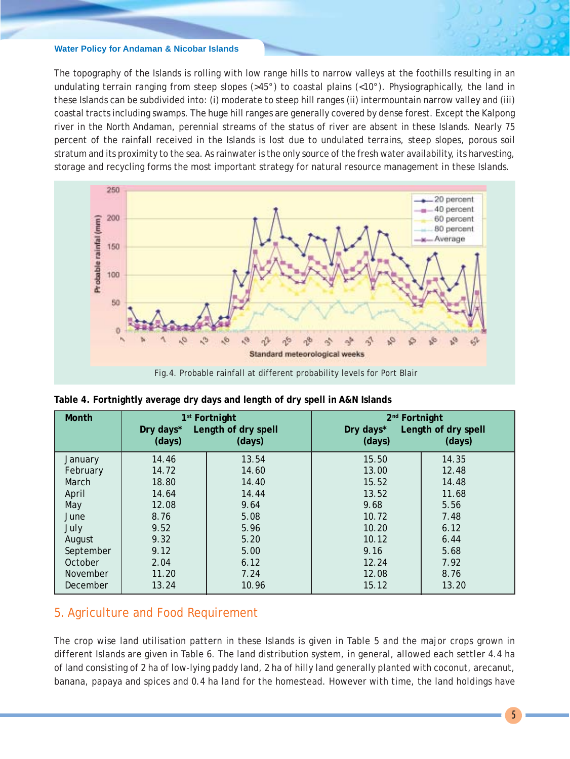The topography of the Islands is rolling with low range hills to narrow valleys at the foothills resulting in an undulating terrain ranging from steep slopes (>45°) to coastal plains (<10°). Physiographically, the land in these Islands can be subdivided into: (i) moderate to steep hill ranges (ii) intermountain narrow valley and (iii) coastal tracts including swamps. The huge hill ranges are generally covered by dense forest. Except the Kalpong river in the North Andaman, perennial streams of the status of river are absent in these Islands. Nearly 75 percent of the rainfall received in the Islands is lost due to undulated terrains, steep slopes, porous soil stratum and its proximity to the sea. As rainwater is the only source of the fresh water availability, its harvesting, storage and recycling forms the most important strategy for natural resource management in these Islands.

Fig.4. Probable rainfall at different probability levels for Port Blair

**Table 4. Fortnightly average dry days and length of dry spell in A&N Islands**

| Month | 1st Fortnight | | 2nd Fortnight | |
|---|---|---|---|---|
| | Dry days* (days) | Length of dry spell (days) | Dry days* (days) | Length of dry spell (days) |
| January | 14.46 | 13.54 | 15.50 | 14.35 |
| February | 14.72 | 14.60 | 13.00 | 12.48 |
| March | 18.80 | 14.40 | 15.52 | 14.48 |
| April | 14.64 | 14.44 | 13.52 | 11.68 |
| May | 12.08 | 9.64 | 9.68 | 5.56 |
| June | 8.76 | 5.08 | 10.72 | 7.48 |
| July | 9.52 | 5.96 | 10.20 | 6.12 |
| August | 9.32 | 5.20 | 10.12 | 6.44 |
| September | 9.12 | 5.00 | 9.16 | 5.68 |
| October | 2.04 | 6.12 | 12.24 | 7.92 |
| November | 11.20 | 7.24 | 12.08 | 8.76 |
| December | 13.24 | 10.96 | 15.12 | 13.20 |

## 5. Agriculture and Food Requirement

The crop wise land utilisation pattern in these Islands is given in Table 5 and the major crops grown in different Islands are given in Table 6. The land distribution system, in general, allowed each settler 4.4 ha of land consisting of 2 ha of low-lying paddy land, 2 ha of hilly land generally planted with coconut, arecanut, banana, papaya and spices and 0.4 ha land for the homestead. However with time, the land holdings have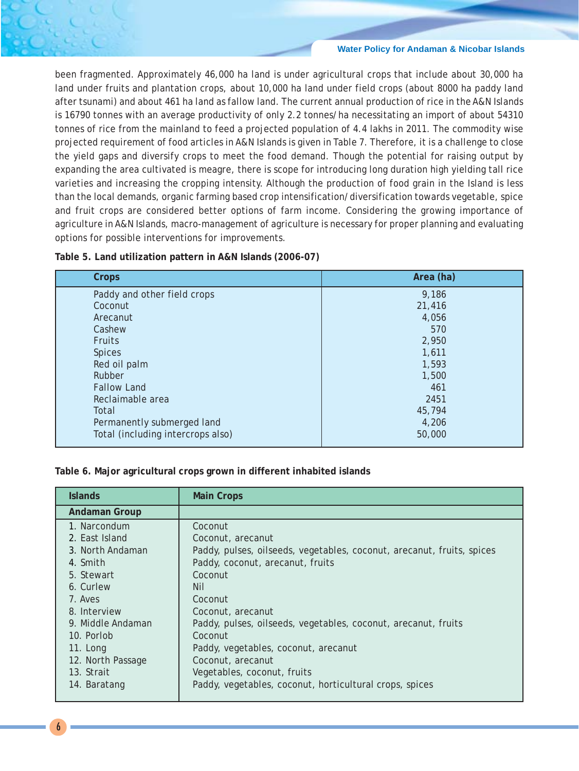been fragmented. Approximately 46,000 ha land is under agricultural crops that include about 30,000 ha land under fruits and plantation crops, about 10,000 ha land under field crops (about 8000 ha paddy land after tsunami) and about 461 ha land as fallow land. The current annual production of rice in the A&N Islands is 16790 tonnes with an average productivity of only 2.2 tonnes/ha necessitating an import of about 54310 tonnes of rice from the mainland to feed a projected population of 4.4 lakhs in 2011. The commodity wise projected requirement of food articles in A&N Islands is given in Table 7. Therefore, it is a challenge to close the yield gaps and diversify crops to meet the food demand. Though the potential for raising output by expanding the area cultivated is meagre, there is scope for introducing long duration high yielding tall rice varieties and increasing the cropping intensity. Although the production of food grain in the Island is less than the local demands, organic farming based crop intensification/diversification towards vegetable, spice and fruit crops are considered better options of farm income. Considering the growing importance of agriculture in A&N Islands, macro-management of agriculture is necessary for proper planning and evaluating options for possible interventions for improvements.

**Table 5. Land utilization pattern in A&N Islands (2006-07)**

| Crops | Area (ha) |
|---|---|
| Paddy and other field crops | 9,186 |
| Coconut | 21,416 |
| Arecanut | 4,056 |
| Cashew | 570 |
| Fruits | 2,950 |
| Spices | 1,611 |
| Red oil palm | 1,593 |
| Rubber | 1,500 |
| Fallow Land | 461 |
| Reclaimable area | 2451 |
| Total | 45,794 |
| Permanently submerged land | 4,206 |
| Total (including intercrops also) | 50,000 |

**Table 6. Major agricultural crops grown in different inhabited islands**

| Islands | Main Crops |
|---|---|
| **Andaman Group** | |
| 1. Narcondum | Coconut |
| 2. East Island | Coconut, arecanut |
| 3. North Andaman | Paddy, pulses, oilseeds, vegetables, coconut, arecanut, fruits, spices |
| 4. Smith | Paddy, coconut, arecanut, fruits |
| 5. Stewart | Coconut |
| 6. Curlew | Nil |
| 7. Aves | Coconut |
| 8. Interview | Coconut, arecanut |
| 9. Middle Andaman | Paddy, pulses, oilseeds, vegetables, coconut, arecanut, fruits |
| 10. Porlob | Coconut |
| 11. Long | Paddy, vegetables, coconut, arecanut |
| 12. North Passage | Coconut, arecanut |
| 13. Strait | Vegetables, coconut, fruits |
| 14. Baratang | Paddy, vegetables, coconut, horticultural crops, spices |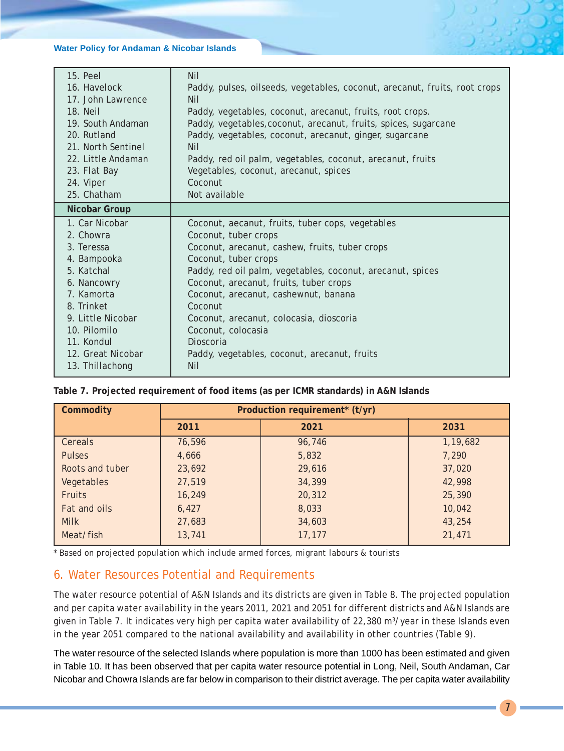| | |
|---|---|
| 15. Peel | Nil |
| 16. Havelock | Paddy, pulses, oilseeds, vegetables, coconut, arecanut, fruits, root crops |
| 17. John Lawrence | Nil |
| 18. Neil | Paddy, vegetables, coconut, arecanut, fruits, root crops. |
| 19. South Andaman | Paddy, vegetables,coconut, arecanut, fruits, spices, sugarcane |
| 20. Rutland | Paddy, vegetables, coconut, arecanut, ginger, sugarcane |
| 21. North Sentinel | Nil |
| 22. Little Andaman | Paddy, red oil palm, vegetables, coconut, arecanut, fruits |
| 23. Flat Bay | Vegetables, coconut, arecanut, spices |
| 24. Viper | Coconut |
| 25. Chatham | Not available |
| **Nicobar Group** | |
| 1. Car Nicobar | Coconut, aecanut, fruits, tuber cops, vegetables |
| 2. Chowra | Coconut, tuber crops |
| 3. Teressa | Coconut, arecanut, cashew, fruits, tuber crops |
| 4. Bampooka | Coconut, tuber crops |
| 5. Katchal | Paddy, red oil palm, vegetables, coconut, arecanut, spices |
| 6. Nancowry | Coconut, arecanut, fruits, tuber crops |
| 7. Kamorta | Coconut, arecanut, cashewnut, banana |
| 8. Trinket | Coconut |
| 9. Little Nicobar | Coconut, arecanut, colocasia, dioscoria |
| 10. Pilomilo | Coconut, colocasia |
| 11. Kondul | Dioscoria |
| 12. Great Nicobar | Paddy, vegetables, coconut, arecanut, fruits |
| 13. Thillachong | Nil |

**Table 7. Projected requirement of food items (as per ICMR standards) in A&N Islands**

| Commodity | Production requirement* (t/yr) | | |
|---|---|---|---|
| | 2011 | 2021 | 2031 |
| Cereals | 76,596 | 96,746 | 1,19,682 |
| Pulses | 4,666 | 5,832 | 7,290 |
| Roots and tuber | 23,692 | 29,616 | 37,020 |
| Vegetables | 27,519 | 34,399 | 42,998 |
| Fruits | 16,249 | 20,312 | 25,390 |
| Fat and oils | 6,427 | 8,033 | 10,042 |
| Milk | 27,683 | 34,603 | 43,254 |
| Meat/fish | 13,741 | 17,177 | 21,471 |

* Based on projected population which include armed forces, migrant labours & tourists

## 6. Water Resources Potential and Requirements

The water resource potential of A&N Islands and its districts are given in Table 8. The projected population and per capita water availability in the years 2011, 2021 and 2051 for different districts and A&N Islands are given in Table 7. It indicates very high per capita water availability of 22,380 m$^3$/year in these Islands even in the year 2051 compared to the national availability and availability in other countries (Table 9).

The water resource of the selected Islands where population is more than 1000 has been estimated and given in Table 10. It has been observed that per capita water resource potential in Long, Neil, South Andaman, Car Nicobar and Chowra Islands are far below in comparison to their district average. The per capita water availability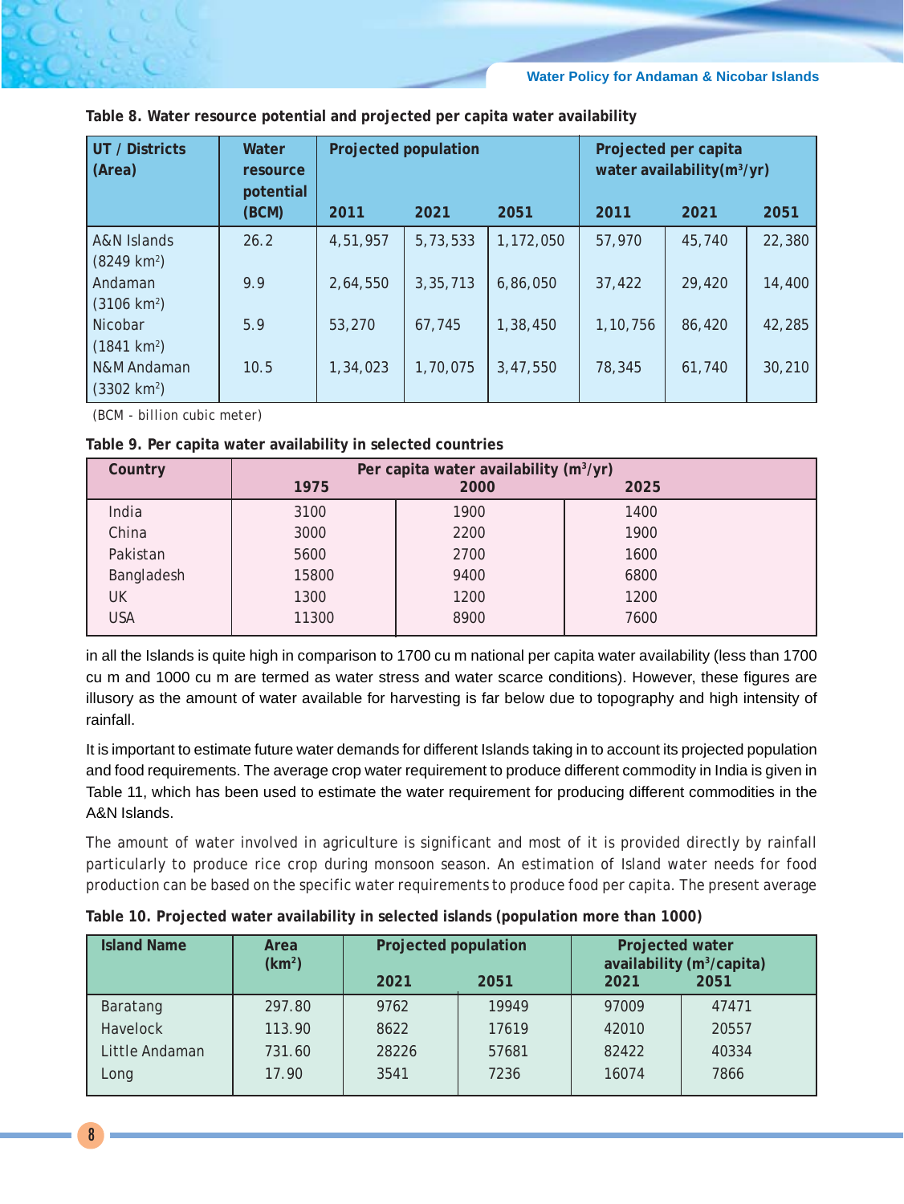**Table 8. Water resource potential and projected per capita water availability**

| UT / Districts (Area) | Water resource potential (BCM) | Projected population | | | Projected per capita water availability($m^3$/yr) | | |
|---|---|---|---|---|---|---|---|
| | | 2011 | 2021 | 2051 | 2011 | 2021 | 2051 |
| A&N Islands (8249 $km^2$) | 26.2 | 4,51,957 | 5,73,533 | 1,172,050 | 57,970 | 45,740 | 22,380 |
| Andaman (3106 $km^2$) | 9.9 | 2,64,550 | 3,35,713 | 6,86,050 | 37,422 | 29,420 | 14,400 |
| Nicobar (1841 $km^2$) | 5.9 | 53,270 | 67,745 | 1,38,450 | 1,10,756 | 86,420 | 42,285 |
| N&M Andaman (3302 $km^2$) | 10.5 | 1,34,023 | 1,70,075 | 3,47,550 | 78,345 | 61,740 | 30,210 |

(BCM - billion cubic meter)

**Table 9. Per capita water availability in selected countries**

| Country | Per capita water availability ($m^3$/yr) | | |
|---|---|---|---|
| | 1975 | 2000 | 2025 |
| India | 3100 | 1900 | 1400 |
| China | 3000 | 2200 | 1900 |
| Pakistan | 5600 | 2700 | 1600 |
| Bangladesh | 15800 | 9400 | 6800 |
| UK | 1300 | 1200 | 1200 |
| USA | 11300 | 8900 | 7600 |

in all the Islands is quite high in comparison to 1700 cu m national per capita water availability (less than 1700 cu m and 1000 cu m are termed as water stress and water scarce conditions). However, these figures are illusory as the amount of water available for harvesting is far below due to topography and high intensity of rainfall.

It is important to estimate future water demands for different Islands taking in to account its projected population and food requirements. The average crop water requirement to produce different commodity in India is given in Table 11, which has been used to estimate the water requirement for producing different commodities in the A&N Islands.

The amount of water involved in agriculture is significant and most of it is provided directly by rainfall particularly to produce rice crop during monsoon season. An estimation of Island water needs for food production can be based on the specific water requirements to produce food per capita. The present average

**Table 10. Projected water availability in selected islands (population more than 1000)**

| Island Name | Area ($km^2$) | Projected population | | Projected water availability ($m^3$/capita) | |
|---|---|---|---|---|---|
| | | 2021 | 2051 | 2021 | 2051 |
| Baratang | 297.80 | 9762 | 19949 | 97009 | 47471 |
| Havelock | 113.90 | 8622 | 17619 | 42010 | 20557 |
| Little Andaman | 731.60 | 28226 | 57681 | 82422 | 40334 |
| Long | 17.90 | 3541 | 7236 | 16074 | 7866 |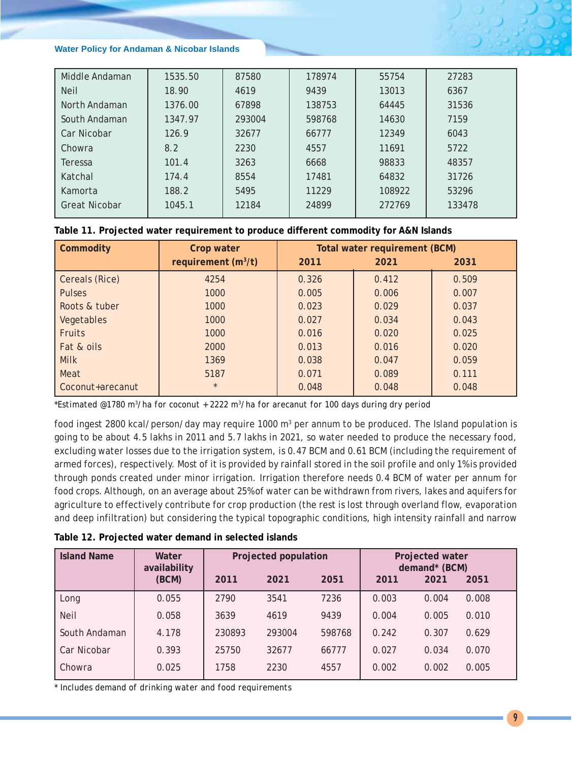| Middle Andaman | 1535.50 | 87580 | 178974 | 55754 | 27283 |
|---|---|---|---|---|---|
| Neil | 18.90 | 4619 | 9439 | 13013 | 6367 |
| North Andaman | 1376.00 | 67898 | 138753 | 64445 | 31536 |
| South Andaman | 1347.97 | 293004 | 598768 | 14630 | 7159 |
| Car Nicobar | 126.9 | 32677 | 66777 | 12349 | 6043 |
| Chowra | 8.2 | 2230 | 4557 | 11691 | 5722 |
| Teressa | 101.4 | 3263 | 6668 | 98833 | 48357 |
| Katchal | 174.4 | 8554 | 17481 | 64832 | 31726 |
| Kamorta | 188.2 | 5495 | 11229 | 108922 | 53296 |
| Great Nicobar | 1045.1 | 12184 | 24899 | 272769 | 133478 |

**Table 11. Projected water requirement to produce different commodity for A&N Islands**

| Commodity | Crop water requirement ($m^3/t$) | Total water requirement (BCM) | | |
|---|---|---|---|---|
| | | 2011 | 2021 | 2031 |
| Cereals (Rice) | 4254 | 0.326 | 0.412 | 0.509 |
| Pulses | 1000 | 0.005 | 0.006 | 0.007 |
| Roots & tuber | 1000 | 0.023 | 0.029 | 0.037 |
| Vegetables | 1000 | 0.027 | 0.034 | 0.043 |
| Fruits | 1000 | 0.016 | 0.020 | 0.025 |
| Fat & oils | 2000 | 0.013 | 0.016 | 0.020 |
| Milk | 1369 | 0.038 | 0.047 | 0.059 |
| Meat | 5187 | 0.071 | 0.089 | 0.111 |
| Coconut+arecanut | * | 0.048 | 0.048 | 0.048 |

*Estimated @1780 $m^3$/ha for coconut + 2222 $m^3$/ha for arecanut for 100 days during dry period

food ingest 2800 kcal/person/day may require 1000 $m^3$ per annum to be produced. The Island population is going to be about 4.5 lakhs in 2011 and 5.7 lakhs in 2021, so water needed to produce the necessary food, excluding water losses due to the irrigation system, is 0.47 BCM and 0.61 BCM (including the requirement of armed forces), respectively. Most of it is provided by rainfall stored in the soil profile and only 1% is provided through ponds created under minor irrigation. Irrigation therefore needs 0.4 BCM of water per annum for food crops. Although, on an average about 25% of water can be withdrawn from rivers, lakes and aquifers for agriculture to effectively contribute for crop production (the rest is lost through overland flow, evaporation and deep infiltration) but considering the typical topographic conditions, high intensity rainfall and narrow

**Table 12. Projected water demand in selected islands**

| Island Name | Water availability (BCM) | Projected population | | | Projected water demand* (BCM) | | |
|---|---|---|---|---|---|---|---|
| | | 2011 | 2021 | 2051 | 2011 | 2021 | 2051 |
| Long | 0.055 | 2790 | 3541 | 7236 | 0.003 | 0.004 | 0.008 |
| Neil | 0.058 | 3639 | 4619 | 9439 | 0.004 | 0.005 | 0.010 |
| South Andaman | 4.178 | 230893 | 293004 | 598768 | 0.242 | 0.307 | 0.629 |
| Car Nicobar | 0.393 | 25750 | 32677 | 66777 | 0.027 | 0.034 | 0.070 |
| Chowra | 0.025 | 1758 | 2230 | 4557 | 0.002 | 0.002 | 0.005 |

* Includes demand of drinking water and food requirements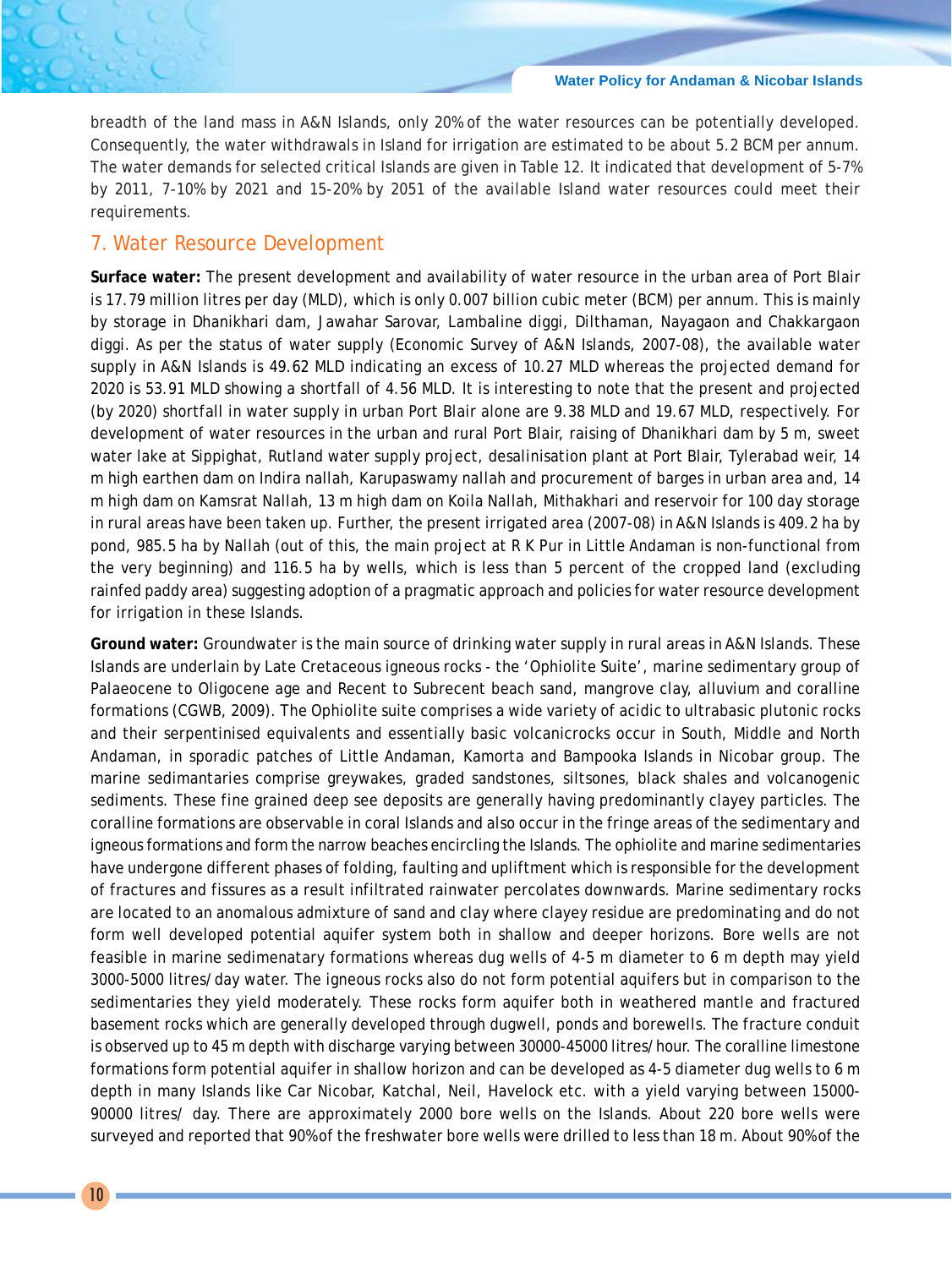breadth of the land mass in A&N Islands, only 20% of the water resources can be potentially developed. Consequently, the water withdrawals in Island for irrigation are estimated to be about 5.2 BCM per annum. The water demands for selected critical Islands are given in Table 12. It indicated that development of 5-7% by 2011, 7-10% by 2021 and 15-20% by 2051 of the available Island water resources could meet their requirements.

## 7. Water Resource Development

**Surface water:** The present development and availability of water resource in the urban area of Port Blair is 17.79 million litres per day (MLD), which is only 0.007 billion cubic meter (BCM) per annum. This is mainly by storage in Dhanikhari dam, Jawahar Sarovar, Lambaline diggi, Dilthaman, Nayagaon and Chakkargaon diggi. As per the status of water supply (Economic Survey of A&N Islands, 2007-08), the available water supply in A&N Islands is 49.62 MLD indicating an excess of 10.27 MLD whereas the projected demand for 2020 is 53.91 MLD showing a shortfall of 4.56 MLD. It is interesting to note that the present and projected (by 2020) shortfall in water supply in urban Port Blair alone are 9.38 MLD and 19.67 MLD, respectively. For development of water resources in the urban and rural Port Blair, raising of Dhanikhari dam by 5 m, sweet water lake at Sippighat, Rutland water supply project, desalinisation plant at Port Blair, Tylerabad weir, 14 m high earthen dam on Indira nallah, Karupaswamy nallah and procurement of barges in urban area and, 14 m high dam on Kamsrat Nallah, 13 m high dam on Koila Nallah, Mithakhari and reservoir for 100 day storage in rural areas have been taken up. Further, the present irrigated area (2007-08) in A&N Islands is 409.2 ha by pond, 985.5 ha by Nallah (out of this, the main project at R K Pur in Little Andaman is non-functional from the very beginning) and 116.5 ha by wells, which is less than 5 percent of the cropped land (excluding rainfed paddy area) suggesting adoption of a pragmatic approach and policies for water resource development for irrigation in these Islands.

**Ground water:** Groundwater is the main source of drinking water supply in rural areas in A&N Islands. These Islands are underlain by Late Cretaceous igneous rocks - the 'Ophiolite Suite', marine sedimentary group of Palaeocene to Oligocene age and Recent to Subrecent beach sand, mangrove clay, alluvium and coralline formations (CGWB, 2009). The Ophiolite suite comprises a wide variety of acidic to ultrabasic plutonic rocks and their serpentinised equivalents and essentially basic volcanicrocks occur in South, Middle and North Andaman, in sporadic patches of Little Andaman, Kamorta and Bampooka Islands in Nicobar group. The marine sedimantaries comprise greywakes, graded sandstones, siltsones, black shales and volcanogenic sediments. These fine grained deep see deposits are generally having predominantly clayey particles. The coralline formations are observable in coral Islands and also occur in the fringe areas of the sedimentary and igneous formations and form the narrow beaches encircling the Islands. The ophiolite and marine sedimentaries have undergone different phases of folding, faulting and upliftment which is responsible for the development of fractures and fissures as a result infiltrated rainwater percolates downwards. Marine sedimentary rocks are located to an anomalous admixture of sand and clay where clayey residue are predominating and do not form well developed potential aquifer system both in shallow and deeper horizons. Bore wells are not feasible in marine sedimenatary formations whereas dug wells of 4-5 m diameter to 6 m depth may yield 3000-5000 litres/day water. The igneous rocks also do not form potential aquifers but in comparison to the sedimentaries they yield moderately. These rocks form aquifer both in weathered mantle and fractured basement rocks which are generally developed through dugwell, ponds and borewells. The fracture conduit is observed up to 45 m depth with discharge varying between 30000-45000 litres/hour. The coralline limestone formations form potential aquifer in shallow horizon and can be developed as 4-5 diameter dug wells to 6 m depth in many Islands like Car Nicobar, Katchal, Neil, Havelock etc. with a yield varying between 15000-90000 litres/ day. There are approximately 2000 bore wells on the Islands. About 220 bore wells were surveyed and reported that 90% of the freshwater bore wells were drilled to less than 18 m. About 90% of the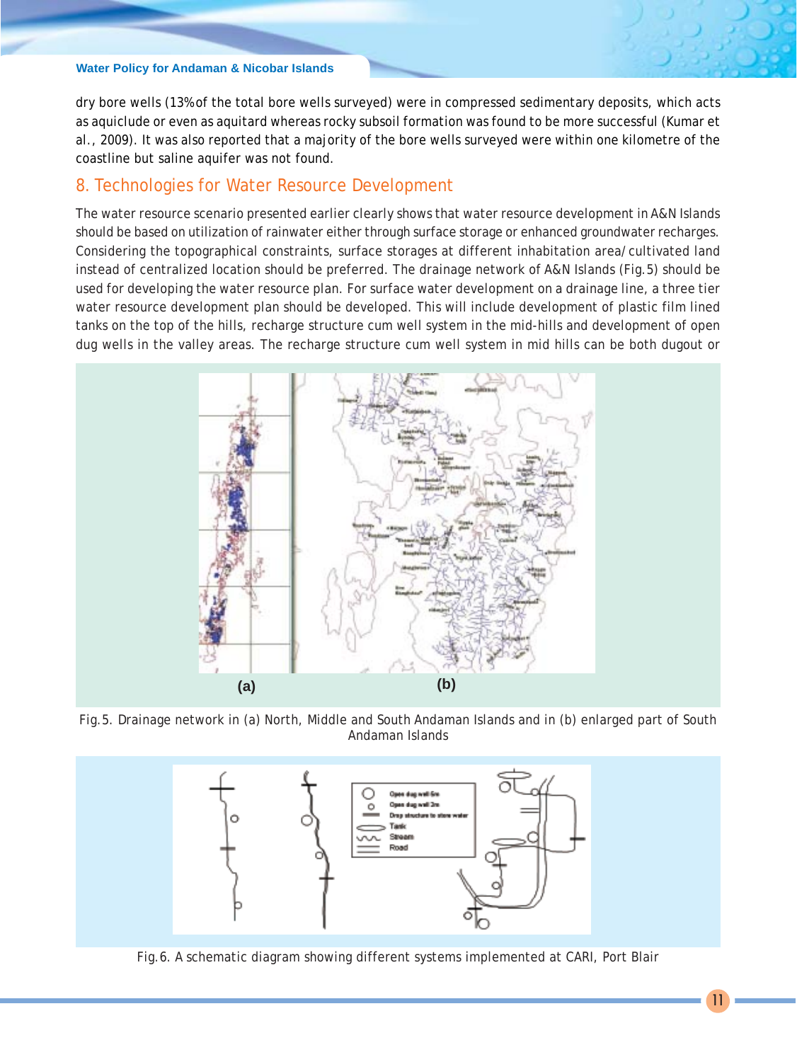dry bore wells (13% of the total bore wells surveyed) were in compressed sedimentary deposits, which acts as aquiclude or even as aquitard whereas rocky subsoil formation was found to be more successful (Kumar et al., 2009). It was also reported that a majority of the bore wells surveyed were within one kilometre of the coastline but saline aquifer was not found.

## 8. Technologies for Water Resource Development

The water resource scenario presented earlier clearly shows that water resource development in A&N Islands should be based on utilization of rainwater either through surface storage or enhanced groundwater recharges. Considering the topographical constraints, surface storages at different inhabitation area/cultivated land instead of centralized location should be preferred. The drainage network of A&N Islands (Fig.5) should be used for developing the water resource plan. For surface water development on a drainage line, a three tier water resource development plan should be developed. This will include development of plastic film lined tanks on the top of the hills, recharge structure cum well system in the mid-hills and development of open dug wells in the valley areas. The recharge structure cum well system in mid hills can be both dugout or

Fig.5. Drainage network in (a) North, Middle and South Andaman Islands and in (b) enlarged part of South Andaman Islands

Fig.6. A schematic diagram showing different systems implemented at CARI, Port Blair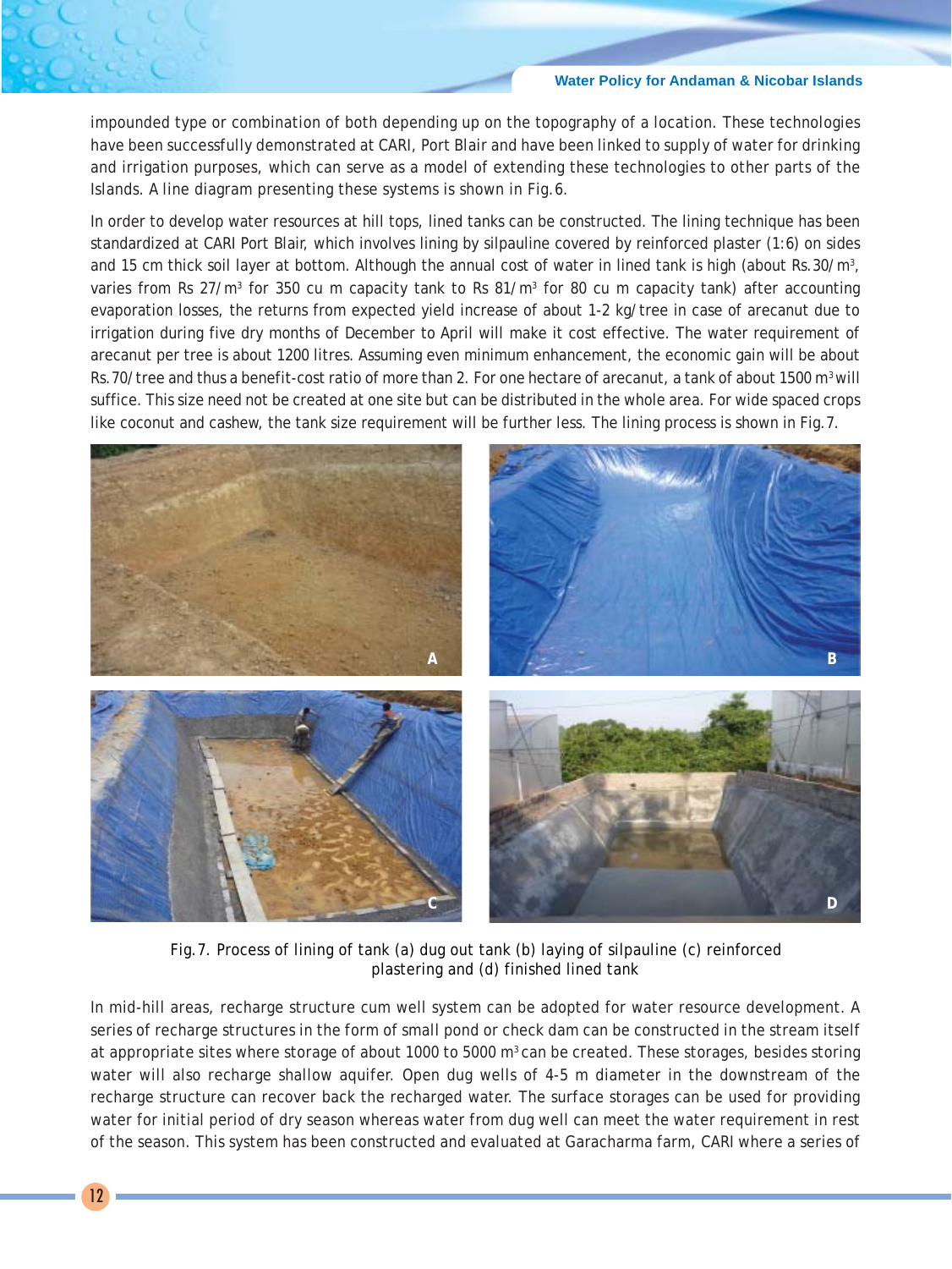impounded type or combination of both depending up on the topography of a location. These technologies have been successfully demonstrated at CARI, Port Blair and have been linked to supply of water for drinking and irrigation purposes, which can serve as a model of extending these technologies to other parts of the Islands. A line diagram presenting these systems is shown in Fig.6.

In order to develop water resources at hill tops, lined tanks can be constructed. The lining technique has been standardized at CARI Port Blair, which involves lining by silpauline covered by reinforced plaster (1:6) on sides and 15 cm thick soil layer at bottom. Although the annual cost of water in lined tank is high (about Rs.30/$m^3$, varies from Rs 27/$m^3$ for 350 cu m capacity tank to Rs 81/$m^3$ for 80 cu m capacity tank) after accounting evaporation losses, the returns from expected yield increase of about 1-2 kg/tree in case of arecanut due to irrigation during five dry months of December to April will make it cost effective. The water requirement of arecanut per tree is about 1200 litres. Assuming even minimum enhancement, the economic gain will be about Rs.70/tree and thus a benefit-cost ratio of more than 2. For one hectare of arecanut, a tank of about 1500 $m^3$ will suffice. This size need not be created at one site but can be distributed in the whole area. For wide spaced crops like coconut and cashew, the tank size requirement will be further less. The lining process is shown in Fig.7.

Fig.7. Process of lining of tank (a) dug out tank (b) laying of silpauline (c) reinforced plastering and (d) finished lined tank

In mid-hill areas, recharge structure cum well system can be adopted for water resource development. A series of recharge structures in the form of small pond or check dam can be constructed in the stream itself at appropriate sites where storage of about 1000 to 5000 $m^3$ can be created. These storages, besides storing water will also recharge shallow aquifer. Open dug wells of 4-5 m diameter in the downstream of the recharge structure can recover back the recharged water. The surface storages can be used for providing water for initial period of dry season whereas water from dug well can meet the water requirement in rest of the season. This system has been constructed and evaluated at Garacharma farm, CARI where a series of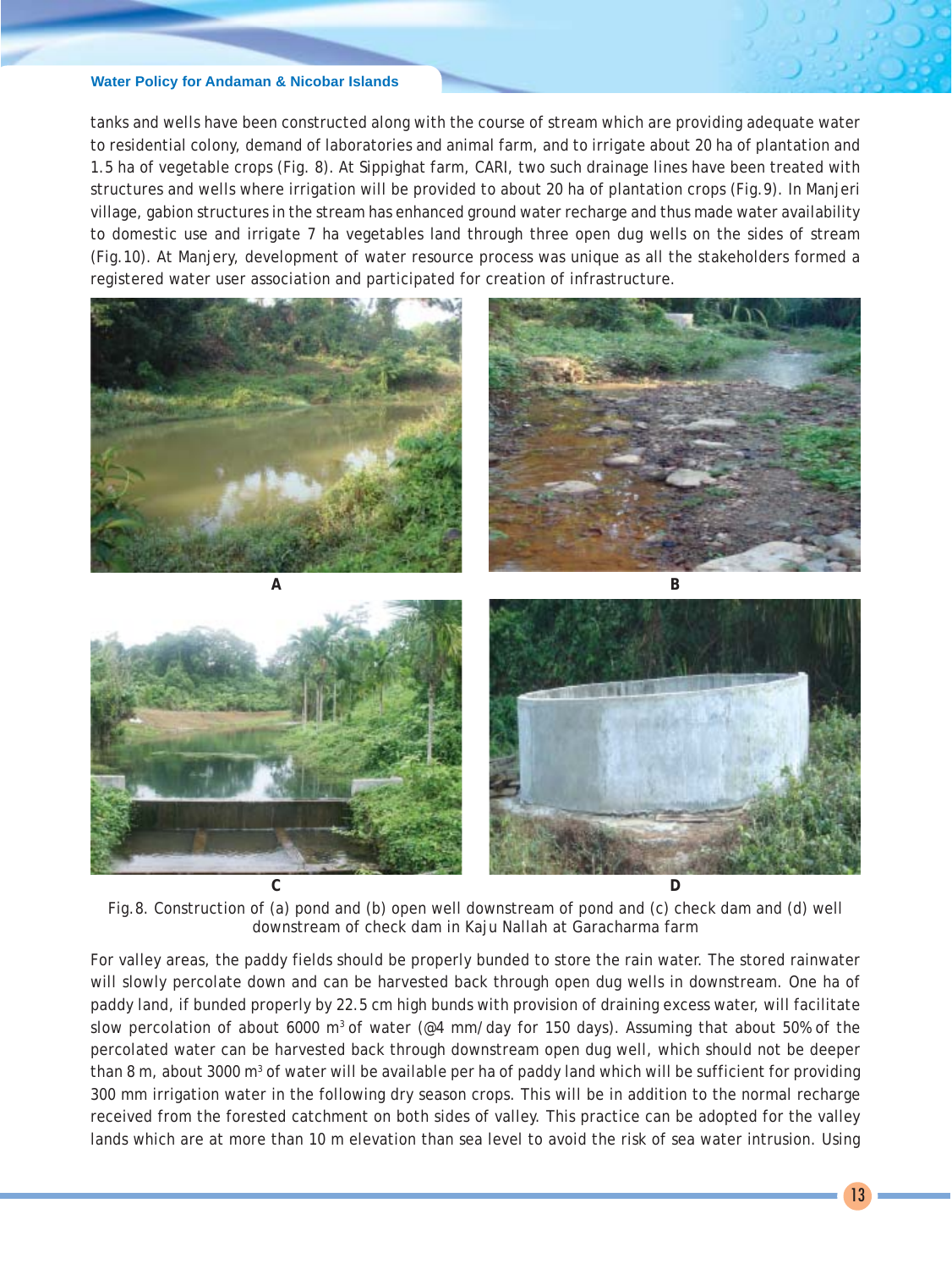tanks and wells have been constructed along with the course of stream which are providing adequate water to residential colony, demand of laboratories and animal farm, and to irrigate about 20 ha of plantation and 1.5 ha of vegetable crops (Fig. 8). At Sippighat farm, CARI, two such drainage lines have been treated with structures and wells where irrigation will be provided to about 20 ha of plantation crops (Fig. 9). In Manjeri village, gabion structures in the stream has enhanced ground water recharge and thus made water availability to domestic use and irrigate 7 ha vegetables land through three open dug wells on the sides of stream (Fig. 10). At Manjery, development of water resource process was unique as all the stakeholders formed a registered water user association and participated for creation of infrastructure.

A

B

C

D

Fig. 8. Construction of (a) pond and (b) open well downstream of pond and (c) check dam and (d) well downstream of check dam in Kaju Nallah at Garacharma farm

For valley areas, the paddy fields should be properly bunded to store the rain water. The stored rainwater will slowly percolate down and can be harvested back through open dug wells in downstream. One ha of paddy land, if bunded properly by 22.5 cm high bunds with provision of draining excess water, will facilitate slow percolation of about 6000 $m^3$ of water (@4 mm/day for 150 days). Assuming that about 50% of the percolated water can be harvested back through downstream open dug well, which should not be deeper than 8 m, about 3000 $m^3$ of water will be available per ha of paddy land which will be sufficient for providing 300 mm irrigation water in the following dry season crops. This will be in addition to the normal recharge received from the forested catchment on both sides of valley. This practice can be adopted for the valley lands which are at more than 10 m elevation than sea level to avoid the risk of sea water intrusion. Using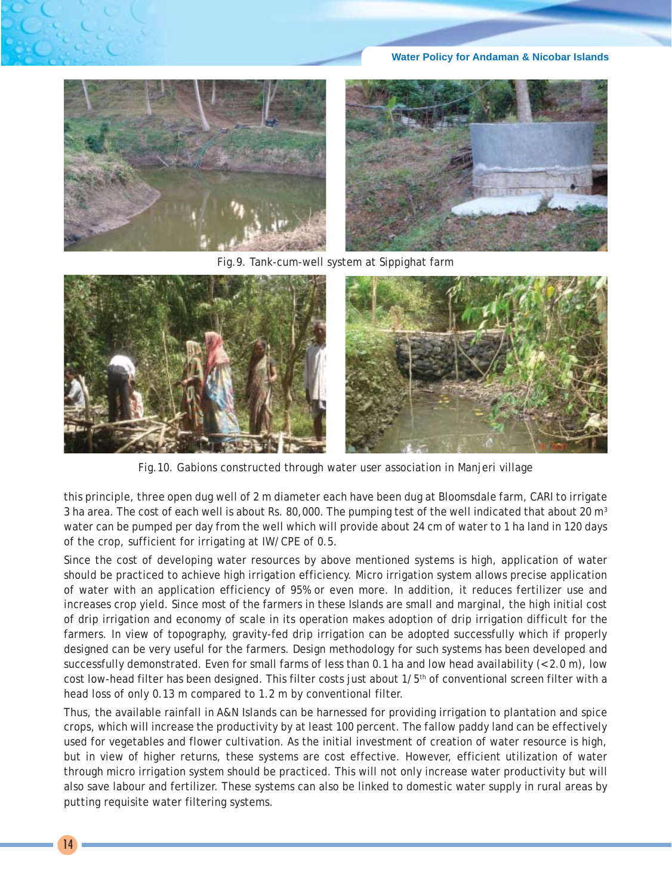Fig. 9. Tank-cum-well system at Sippighat farm

Fig. 10. Gabions constructed through water user association in Manjeri village

this principle, three open dug well of 2 m diameter each have been dug at Bloomsdale farm, CARI to irrigate 3 ha area. The cost of each well is about Rs. 80,000. The pumping test of the well indicated that about 20 $m^3$ water can be pumped per day from the well which will provide about 24 cm of water to 1 ha land in 120 days of the crop, sufficient for irrigating at IW/CPE of 0.5.

Since the cost of developing water resources by above mentioned systems is high, application of water should be practiced to achieve high irrigation efficiency. Micro irrigation system allows precise application of water with an application efficiency of 95% or even more. In addition, it reduces fertilizer use and increases crop yield. Since most of the farmers in these Islands are small and marginal, the high initial cost of drip irrigation and economy of scale in its operation makes adoption of drip irrigation difficult for the farmers. In view of topography, gravity-fed drip irrigation can be adopted successfully which if properly designed can be very useful for the farmers. Design methodology for such systems has been developed and successfully demonstrated. Even for small farms of less than 0.1 ha and low head availability (<2.0 m), low cost low-head filter has been designed. This filter costs just about 1/5th of conventional screen filter with a head loss of only 0.13 m compared to 1.2 m by conventional filter.

Thus, the available rainfall in A&N Islands can be harnessed for providing irrigation to plantation and spice crops, which will increase the productivity by at least 100 percent. The fallow paddy land can be effectively used for vegetables and flower cultivation. As the initial investment of creation of water resource is high, but in view of higher returns, these systems are cost effective. However, efficient utilization of water through micro irrigation system should be practiced. This will not only increase water productivity but will also save labour and fertilizer. These systems can also be linked to domestic water supply in rural areas by putting requisite water filtering systems.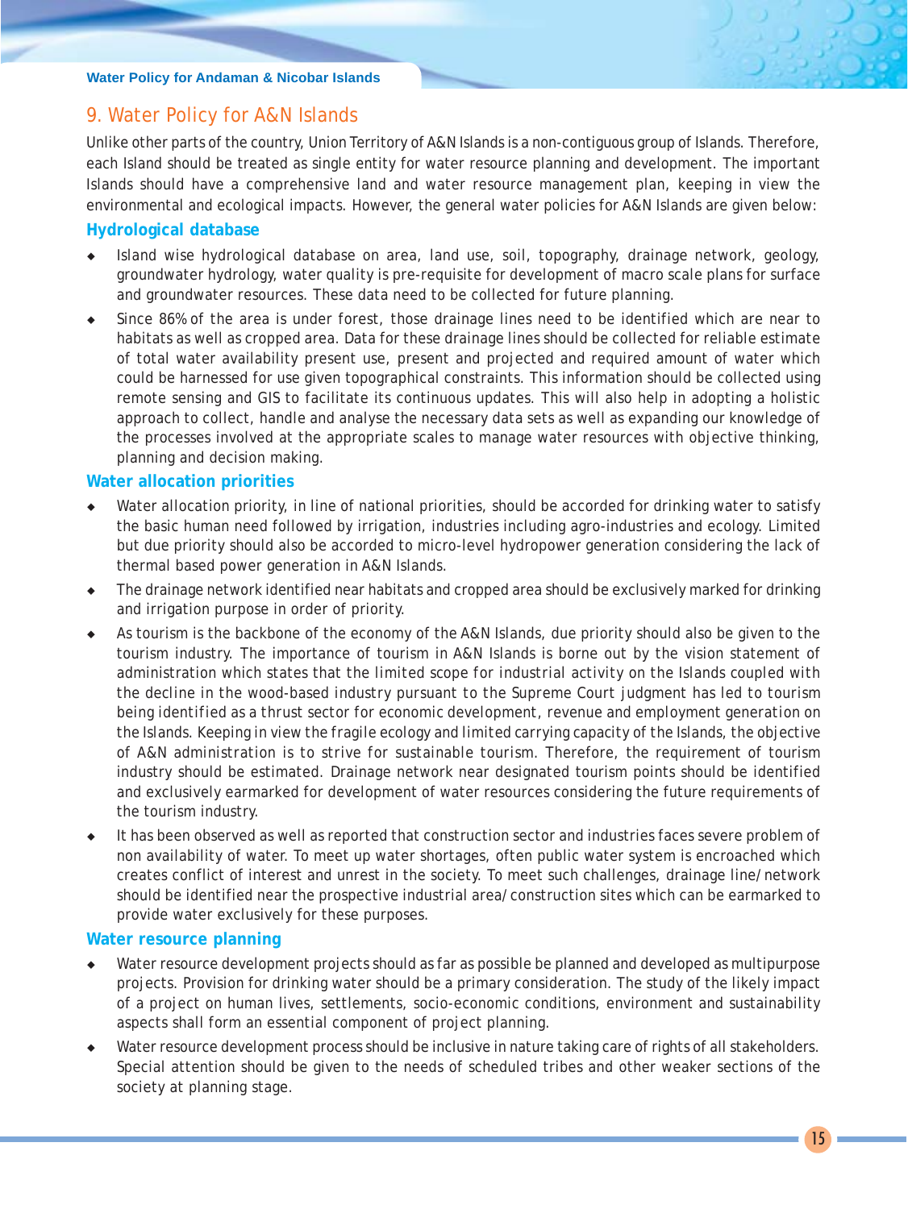# 9. Water Policy for A&N Islands

Unlike other parts of the country, Union Territory of A&N Islands is a non-contiguous group of Islands. Therefore, each Island should be treated as single entity for water resource planning and development. The important Islands should have a comprehensive land and water resource management plan, keeping in view the environmental and ecological impacts. However, the general water policies for A&N Islands are given below:

## Hydrological database

- Island wise hydrological database on area, land use, soil, topography, drainage network, geology, groundwater hydrology, water quality is pre-requisite for development of macro scale plans for surface and groundwater resources. These data need to be collected for future planning.
- Since 86% of the area is under forest, those drainage lines need to be identified which are near to habitats as well as cropped area. Data for these drainage lines should be collected for reliable estimate of total water availability present use, present and projected and required amount of water which could be harnessed for use given topographical constraints. This information should be collected using remote sensing and GIS to facilitate its continuous updates. This will also help in adopting a holistic approach to collect, handle and analyse the necessary data sets as well as expanding our knowledge of the processes involved at the appropriate scales to manage water resources with objective thinking, planning and decision making.

## Water allocation priorities

- Water allocation priority, in line of national priorities, should be accorded for drinking water to satisfy the basic human need followed by irrigation, industries including agro-industries and ecology. Limited but due priority should also be accorded to micro-level hydropower generation considering the lack of thermal based power generation in A&N Islands.
- The drainage network identified near habitats and cropped area should be exclusively marked for drinking and irrigation purpose in order of priority.
- As tourism is the backbone of the economy of the A&N Islands, due priority should also be given to the tourism industry. The importance of tourism in A&N Islands is borne out by the vision statement of administration which states that the limited scope for industrial activity on the Islands coupled with the decline in the wood-based industry pursuant to the Supreme Court judgment has led to tourism being identified as a thrust sector for economic development, revenue and employment generation on the Islands. Keeping in view the fragile ecology and limited carrying capacity of the Islands, the objective of A&N administration is to strive for sustainable tourism. Therefore, the requirement of tourism industry should be estimated. Drainage network near designated tourism points should be identified and exclusively earmarked for development of water resources considering the future requirements of the tourism industry.
- It has been observed as well as reported that construction sector and industries faces severe problem of non availability of water. To meet up water shortages, often public water system is encroached which creates conflict of interest and unrest in the society. To meet such challenges, drainage line/network should be identified near the prospective industrial area/construction sites which can be earmarked to provide water exclusively for these purposes.

## Water resource planning

- Water resource development projects should as far as possible be planned and developed as multipurpose projects. Provision for drinking water should be a primary consideration. The study of the likely impact of a project on human lives, settlements, socio-economic conditions, environment and sustainability aspects shall form an essential component of project planning.
- Water resource development process should be inclusive in nature taking care of rights of all stakeholders. Special attention should be given to the needs of scheduled tribes and other weaker sections of the society at planning stage.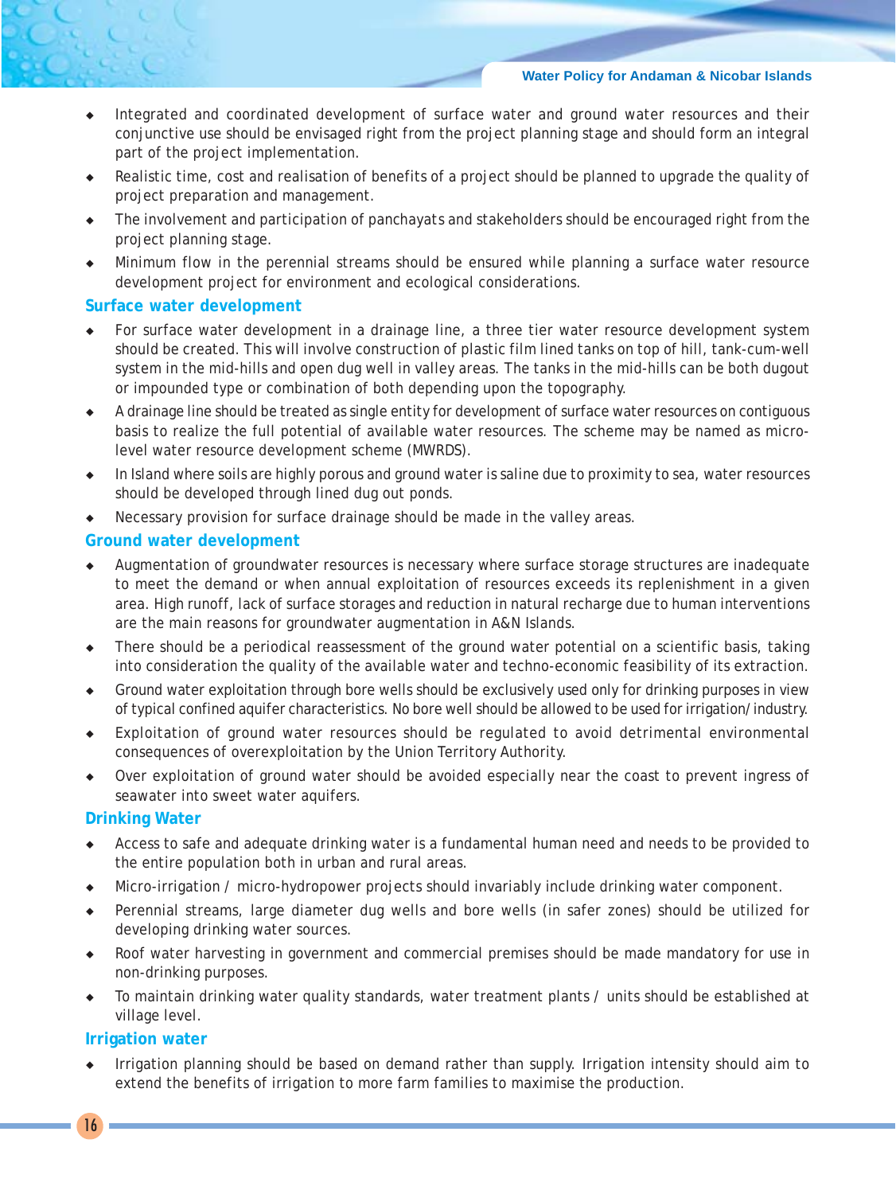- Integrated and coordinated development of surface water and ground water resources and their conjunctive use should be envisaged right from the project planning stage and should form an integral part of the project implementation.
- Realistic time, cost and realisation of benefits of a project should be planned to upgrade the quality of project preparation and management.
- The involvement and participation of panchayats and stakeholders should be encouraged right from the project planning stage.
- Minimum flow in the perennial streams should be ensured while planning a surface water resource development project for environment and ecological considerations.

## Surface water development

- For surface water development in a drainage line, a three tier water resource development system should be created. This will involve construction of plastic film lined tanks on top of hill, tank-cum-well system in the mid-hills and open dug well in valley areas. The tanks in the mid-hills can be both dugout or impounded type or combination of both depending upon the topography.
- A drainage line should be treated as single entity for development of surface water resources on contiguous basis to realize the full potential of available water resources. The scheme may be named as micro-level water resource development scheme (MWRDS).
- In Island where soils are highly porous and ground water is saline due to proximity to sea, water resources should be developed through lined dug out ponds.
- Necessary provision for surface drainage should be made in the valley areas.

## Ground water development

- Augmentation of groundwater resources is necessary where surface storage structures are inadequate to meet the demand or when annual exploitation of resources exceeds its replenishment in a given area. High runoff, lack of surface storages and reduction in natural recharge due to human interventions are the main reasons for groundwater augmentation in A&N Islands.
- There should be a periodical reassessment of the ground water potential on a scientific basis, taking into consideration the quality of the available water and techno-economic feasibility of its extraction.
- Ground water exploitation through bore wells should be exclusively used only for drinking purposes in view of typical confined aquifer characteristics. No bore well should be allowed to be used for irrigation/industry.
- Exploitation of ground water resources should be regulated to avoid detrimental environmental consequences of overexploitation by the Union Territory Authority.
- Over exploitation of ground water should be avoided especially near the coast to prevent ingress of seawater into sweet water aquifers.

## Drinking Water

- Access to safe and adequate drinking water is a fundamental human need and needs to be provided to the entire population both in urban and rural areas.
- Micro-irrigation / micro-hydropower projects should invariably include drinking water component.
- Perennial streams, large diameter dug wells and bore wells (in safer zones) should be utilized for developing drinking water sources.
- Roof water harvesting in government and commercial premises should be made mandatory for use in non-drinking purposes.
- To maintain drinking water quality standards, water treatment plants / units should be established at village level.

## Irrigation water

- Irrigation planning should be based on demand rather than supply. Irrigation intensity should aim to extend the benefits of irrigation to more farm families to maximise the production.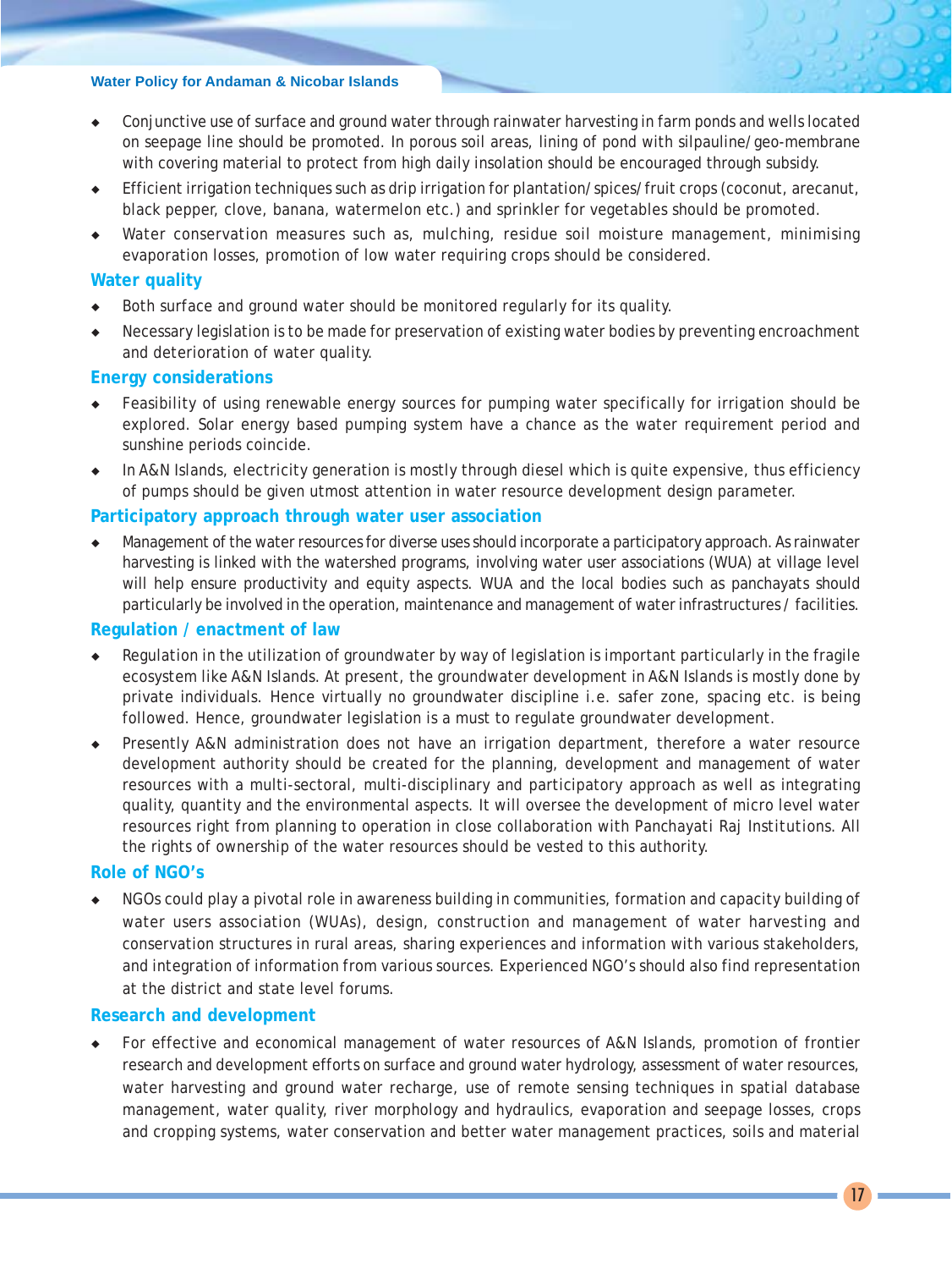- Conjunctive use of surface and ground water through rainwater harvesting in farm ponds and wells located on seepage line should be promoted. In porous soil areas, lining of pond with silpauline/geo-membrane with covering material to protect from high daily insolation should be encouraged through subsidy.
- Efficient irrigation techniques such as drip irrigation for plantation/spices/fruit crops (coconut, arecanut, black pepper, clove, banana, watermelon etc.) and sprinkler for vegetables should be promoted.
- Water conservation measures such as, mulching, residue soil moisture management, minimising evaporation losses, promotion of low water requiring crops should be considered.

## Water quality

- Both surface and ground water should be monitored regularly for its quality.
- Necessary legislation is to be made for preservation of existing water bodies by preventing encroachment and deterioration of water quality.

## Energy considerations

- Feasibility of using renewable energy sources for pumping water specifically for irrigation should be explored. Solar energy based pumping system have a chance as the water requirement period and sunshine periods coincide.
- In A&N Islands, electricity generation is mostly through diesel which is quite expensive, thus efficiency of pumps should be given utmost attention in water resource development design parameter.

## Participatory approach through water user association

- Management of the water resources for diverse uses should incorporate a participatory approach. As rainwater harvesting is linked with the watershed programs, involving water user associations (WUA) at village level will help ensure productivity and equity aspects. WUA and the local bodies such as panchayats should particularly be involved in the operation, maintenance and management of water infrastructures / facilities.

## Regulation / enactment of law

- Regulation in the utilization of groundwater by way of legislation is important particularly in the fragile ecosystem like A&N Islands. At present, the groundwater development in A&N Islands is mostly done by private individuals. Hence virtually no groundwater discipline i.e. safer zone, spacing etc. is being followed. Hence, groundwater legislation is a must to regulate groundwater development.
- Presently A&N administration does not have an irrigation department, therefore a water resource development authority should be created for the planning, development and management of water resources with a multi-sectoral, multi-disciplinary and participatory approach as well as integrating quality, quantity and the environmental aspects. It will oversee the development of micro level water resources right from planning to operation in close collaboration with Panchayati Raj Institutions. All the rights of ownership of the water resources should be vested to this authority.

## Role of NGO's

- NGOs could play a pivotal role in awareness building in communities, formation and capacity building of water users association (WUAs), design, construction and management of water harvesting and conservation structures in rural areas, sharing experiences and information with various stakeholders, and integration of information from various sources. Experienced NGO's should also find representation at the district and state level forums.

## Research and development

- For effective and economical management of water resources of A&N Islands, promotion of frontier research and development efforts on surface and ground water hydrology, assessment of water resources, water harvesting and ground water recharge, use of remote sensing techniques in spatial database management, water quality, river morphology and hydraulics, evaporation and seepage losses, crops and cropping systems, water conservation and better water management practices, soils and material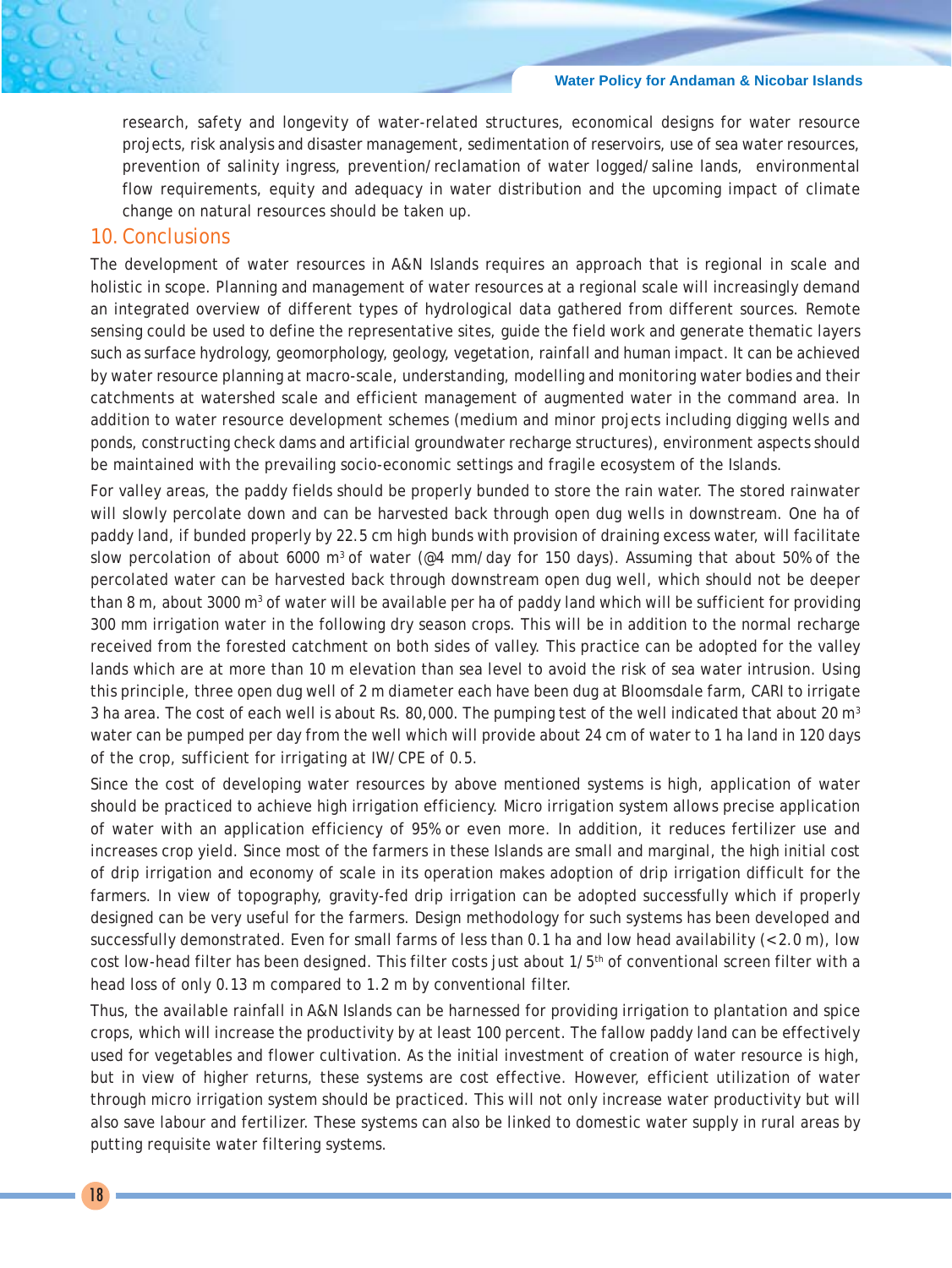research, safety and longevity of water-related structures, economical designs for water resource projects, risk analysis and disaster management, sedimentation of reservoirs, use of sea water resources, prevention of salinity ingress, prevention/reclamation of water logged/saline lands, environmental flow requirements, equity and adequacy in water distribution and the upcoming impact of climate change on natural resources should be taken up.

## 10. Conclusions

The development of water resources in A&N Islands requires an approach that is regional in scale and holistic in scope. Planning and management of water resources at a regional scale will increasingly demand an integrated overview of different types of hydrological data gathered from different sources. Remote sensing could be used to define the representative sites, guide the field work and generate thematic layers such as surface hydrology, geomorphology, geology, vegetation, rainfall and human impact. It can be achieved by water resource planning at macro-scale, understanding, modelling and monitoring water bodies and their catchments at watershed scale and efficient management of augmented water in the command area. In addition to water resource development schemes (medium and minor projects including digging wells and ponds, constructing check dams and artificial groundwater recharge structures), environment aspects should be maintained with the prevailing socio-economic settings and fragile ecosystem of the Islands.

For valley areas, the paddy fields should be properly bunded to store the rain water. The stored rainwater will slowly percolate down and can be harvested back through open dug wells in downstream. One ha of paddy land, if bunded properly by 22.5 cm high bunds with provision of draining excess water, will facilitate slow percolation of about 6000 $m^3$ of water (@4 mm/day for 150 days). Assuming that about 50% of the percolated water can be harvested back through downstream open dug well, which should not be deeper than 8 m, about 3000 $m^3$ of water will be available per ha of paddy land which will be sufficient for providing 300 mm irrigation water in the following dry season crops. This will be in addition to the normal recharge received from the forested catchment on both sides of valley. This practice can be adopted for the valley lands which are at more than 10 m elevation than sea level to avoid the risk of sea water intrusion. Using this principle, three open dug well of 2 m diameter each have been dug at Bloomsdale farm, CARI to irrigate 3 ha area. The cost of each well is about Rs. 80,000. The pumping test of the well indicated that about 20 $m^3$ water can be pumped per day from the well which will provide about 24 cm of water to 1 ha land in 120 days of the crop, sufficient for irrigating at IW/CPE of 0.5.

Since the cost of developing water resources by above mentioned systems is high, application of water should be practiced to achieve high irrigation efficiency. Micro irrigation system allows precise application of water with an application efficiency of 95% or even more. In addition, it reduces fertilizer use and increases crop yield. Since most of the farmers in these Islands are small and marginal, the high initial cost of drip irrigation and economy of scale in its operation makes adoption of drip irrigation difficult for the farmers. In view of topography, gravity-fed drip irrigation can be adopted successfully which if properly designed can be very useful for the farmers. Design methodology for such systems has been developed and successfully demonstrated. Even for small farms of less than 0.1 ha and low head availability (<2.0 m), low cost low-head filter has been designed. This filter costs just about 1/5$^{th}$ of conventional screen filter with a head loss of only 0.13 m compared to 1.2 m by conventional filter.

Thus, the available rainfall in A&N Islands can be harnessed for providing irrigation to plantation and spice crops, which will increase the productivity by at least 100 percent. The fallow paddy land can be effectively used for vegetables and flower cultivation. As the initial investment of creation of water resource is high, but in view of higher returns, these systems are cost effective. However, efficient utilization of water through micro irrigation system should be practiced. This will not only increase water productivity but will also save labour and fertilizer. These systems can also be linked to domestic water supply in rural areas by putting requisite water filtering systems.